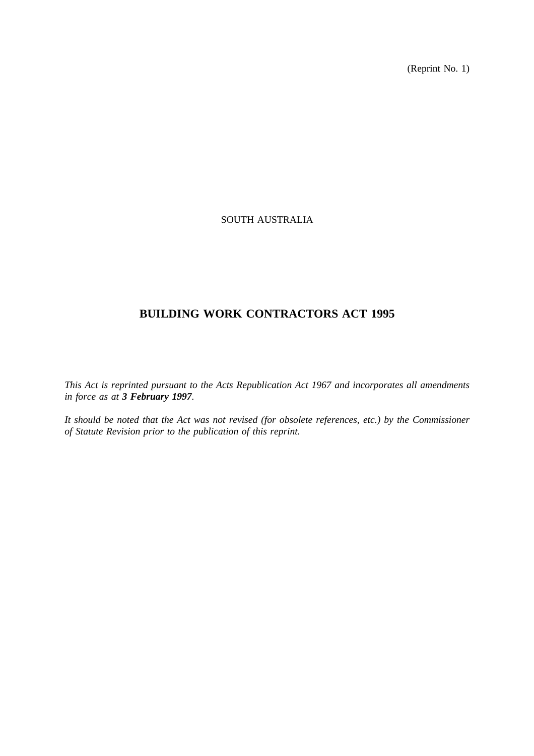(Reprint No. 1)

SOUTH AUSTRALIA

# BUILDING WORK CONTRACTORS ACT 1995

*This Act is reprinted pursuant to the Acts Republication Act 1967 and incorporates all amendments in force as at **3 February 1997**.*

*It should be noted that the Act was not revised (for obsolete references, etc.) by the Commissioner of Statute Revision prior to the publication of this reprint.*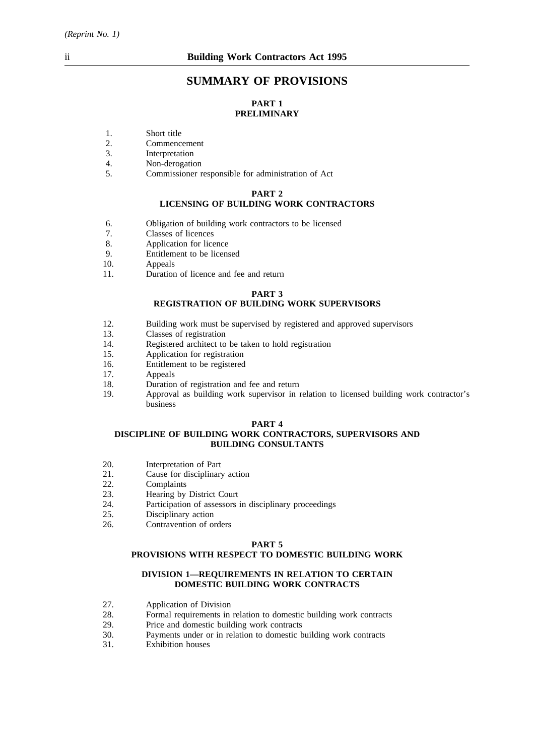# SUMMARY OF PROVISIONS

## PART 1
## PRELIMINARY

1. Short title
2. Commencement
3. Interpretation
4. Non-derogation
5. Commissioner responsible for administration of Act

## PART 2
## LICENSING OF BUILDING WORK CONTRACTORS

6. Obligation of building work contractors to be licensed
7. Classes of licences
8. Application for licence
9. Entitlement to be licensed
10. Appeals
11. Duration of licence and fee and return

## PART 3
## REGISTRATION OF BUILDING WORK SUPERVISORS

12. Building work must be supervised by registered and approved supervisors
13. Classes of registration
14. Registered architect to be taken to hold registration
15. Application for registration
16. Entitlement to be registered
17. Appeals
18. Duration of registration and fee and return
19. Approval as building work supervisor in relation to licensed building work contractor's business

## PART 4
## DISCIPLINE OF BUILDING WORK CONTRACTORS, SUPERVISORS AND BUILDING CONSULTANTS

20. Interpretation of Part
21. Cause for disciplinary action
22. Complaints
23. Hearing by District Court
24. Participation of assessors in disciplinary proceedings
25. Disciplinary action
26. Contravention of orders

## PART 5
## PROVISIONS WITH RESPECT TO DOMESTIC BUILDING WORK

### DIVISION 1—REQUIREMENTS IN RELATION TO CERTAIN DOMESTIC BUILDING WORK CONTRACTS

27. Application of Division
28. Formal requirements in relation to domestic building work contracts
29. Price and domestic building work contracts
30. Payments under or in relation to domestic building work contracts
31. Exhibition houses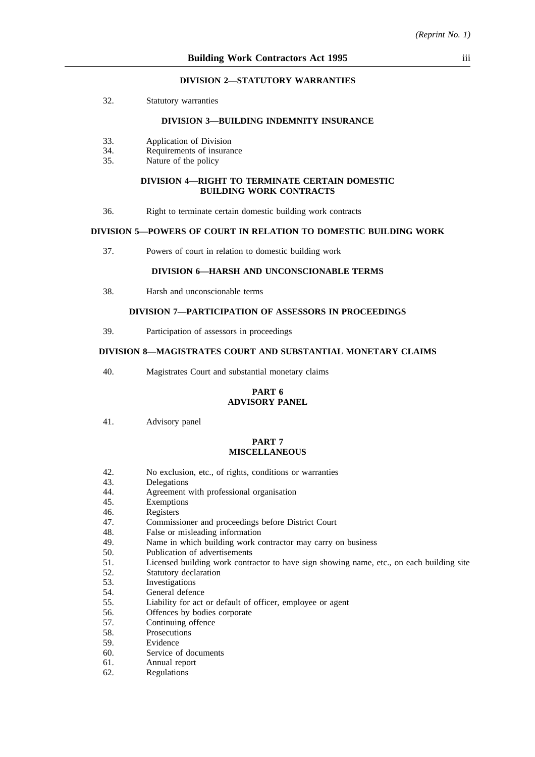#### DIVISION 2—STATUTORY WARRANTIES

32. Statutory warranties

#### DIVISION 3—BUILDING INDEMNITY INSURANCE

33. Application of Division
34. Requirements of insurance
35. Nature of the policy

#### DIVISION 4—RIGHT TO TERMINATE CERTAIN DOMESTIC BUILDING WORK CONTRACTS

36. Right to terminate certain domestic building work contracts

#### DIVISION 5—POWERS OF COURT IN RELATION TO DOMESTIC BUILDING WORK

37. Powers of court in relation to domestic building work

#### DIVISION 6—HARSH AND UNCONSCIONABLE TERMS

38. Harsh and unconscionable terms

#### DIVISION 7—PARTICIPATION OF ASSESSORS IN PROCEEDINGS

39. Participation of assessors in proceedings

#### DIVISION 8—MAGISTRATES COURT AND SUBSTANTIAL MONETARY CLAIMS

40. Magistrates Court and substantial monetary claims

### PART 6
### ADVISORY PANEL

41. Advisory panel

### PART 7
### MISCELLANEOUS

42. No exclusion, etc., of rights, conditions or warranties
43. Delegations
44. Agreement with professional organisation
45. Exemptions
46. Registers
47. Commissioner and proceedings before District Court
48. False or misleading information
49. Name in which building work contractor may carry on business
50. Publication of advertisements
51. Licensed building work contractor to have sign showing name, etc., on each building site
52. Statutory declaration
53. Investigations
54. General defence
55. Liability for act or default of officer, employee or agent
56. Offences by bodies corporate
57. Continuing offence
58. Prosecutions
59. Evidence
60. Service of documents
61. Annual report
62. Regulations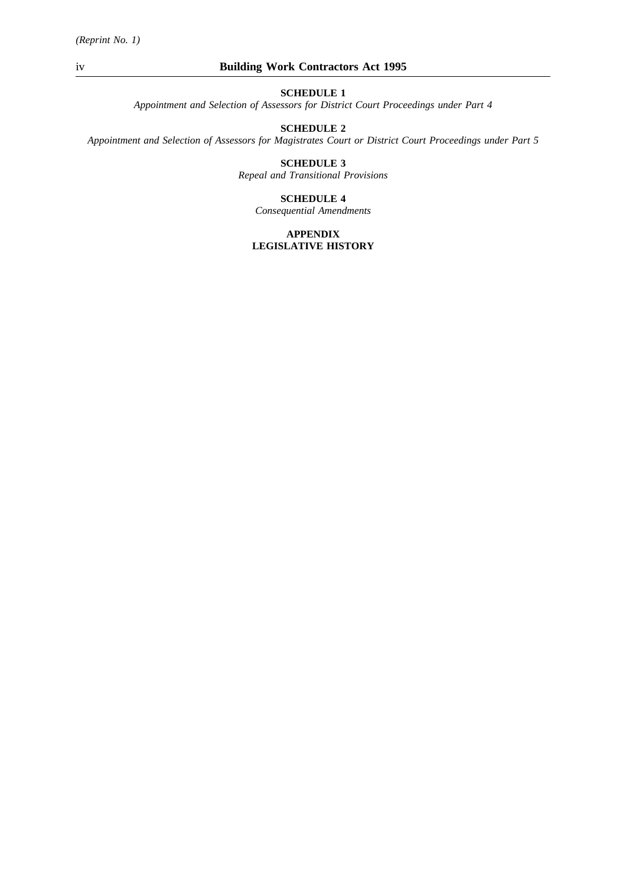**SCHEDULE 1**

*Appointment and Selection of Assessors for District Court Proceedings under Part 4*

**SCHEDULE 2**

*Appointment and Selection of Assessors for Magistrates Court or District Court Proceedings under Part 5*

**SCHEDULE 3**

*Repeal and Transitional Provisions*

**SCHEDULE 4**

*Consequential Amendments*

**APPENDIX**

**LEGISLATIVE HISTORY**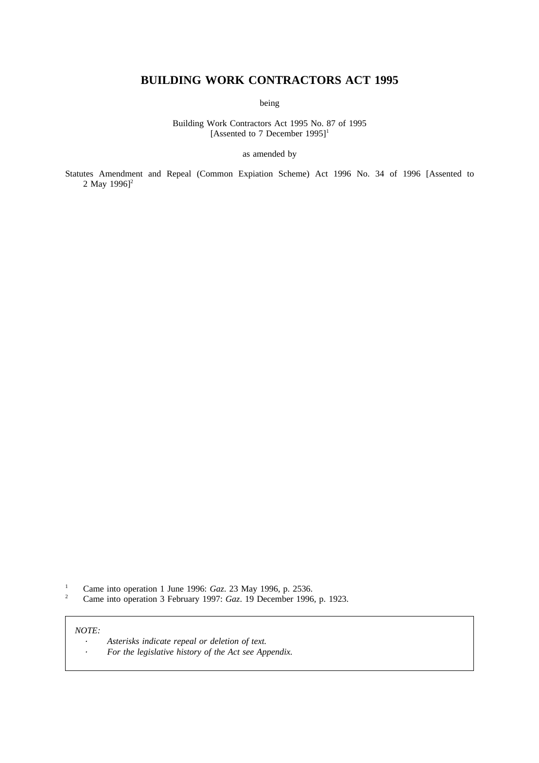# BUILDING WORK CONTRACTORS ACT 1995

being

Building Work Contractors Act 1995 No. 87 of 1995
[Assented to 7 December 1995][1]

as amended by

Statutes Amendment and Repeal (Common Expiation Scheme) Act 1996 No. 34 of 1996 [Assented to 2 May 1996][2]

[1] Came into operation 1 June 1996: *Gaz*. 23 May 1996, p. 2536.
[2] Came into operation 3 February 1997: *Gaz*. 19 December 1996, p. 1923.

*NOTE:*
- *Asterisks indicate repeal or deletion of text.*
- *For the legislative history of the Act see Appendix.*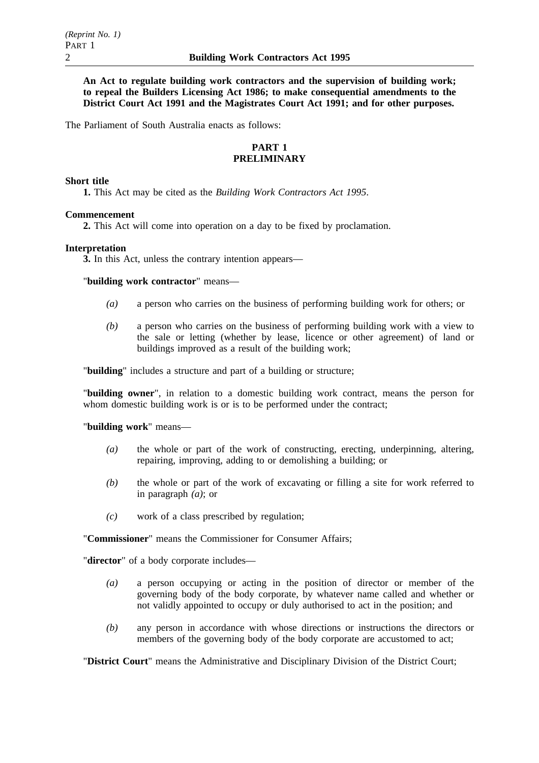**An Act to regulate building work contractors and the supervision of building work; to repeal the Builders Licensing Act 1986; to make consequential amendments to the District Court Act 1991 and the Magistrates Court Act 1991; and for other purposes.**

The Parliament of South Australia enacts as follows:

## PART 1
## PRELIMINARY

**Short title**

**1.** This Act may be cited as the *Building Work Contractors Act 1995*.

**Commencement**

**2.** This Act will come into operation on a day to be fixed by proclamation.

**Interpretation**

**3.** In this Act, unless the contrary intention appears—

"**building work contractor**" means—

*(a)* a person who carries on the business of performing building work for others; or

*(b)* a person who carries on the business of performing building work with a view to the sale or letting (whether by lease, licence or other agreement) of land or buildings improved as a result of the building work;

"**building**" includes a structure and part of a building or structure;

"**building owner**", in relation to a domestic building work contract, means the person for whom domestic building work is or is to be performed under the contract;

"**building work**" means—

*(a)* the whole or part of the work of constructing, erecting, underpinning, altering, repairing, improving, adding to or demolishing a building; or

*(b)* the whole or part of the work of excavating or filling a site for work referred to in paragraph *(a)*; or

*(c)* work of a class prescribed by regulation;

"**Commissioner**" means the Commissioner for Consumer Affairs;

"**director**" of a body corporate includes—

*(a)* a person occupying or acting in the position of director or member of the governing body of the body corporate, by whatever name called and whether or not validly appointed to occupy or duly authorised to act in the position; and

*(b)* any person in accordance with whose directions or instructions the directors or members of the governing body of the body corporate are accustomed to act;

"**District Court**" means the Administrative and Disciplinary Division of the District Court;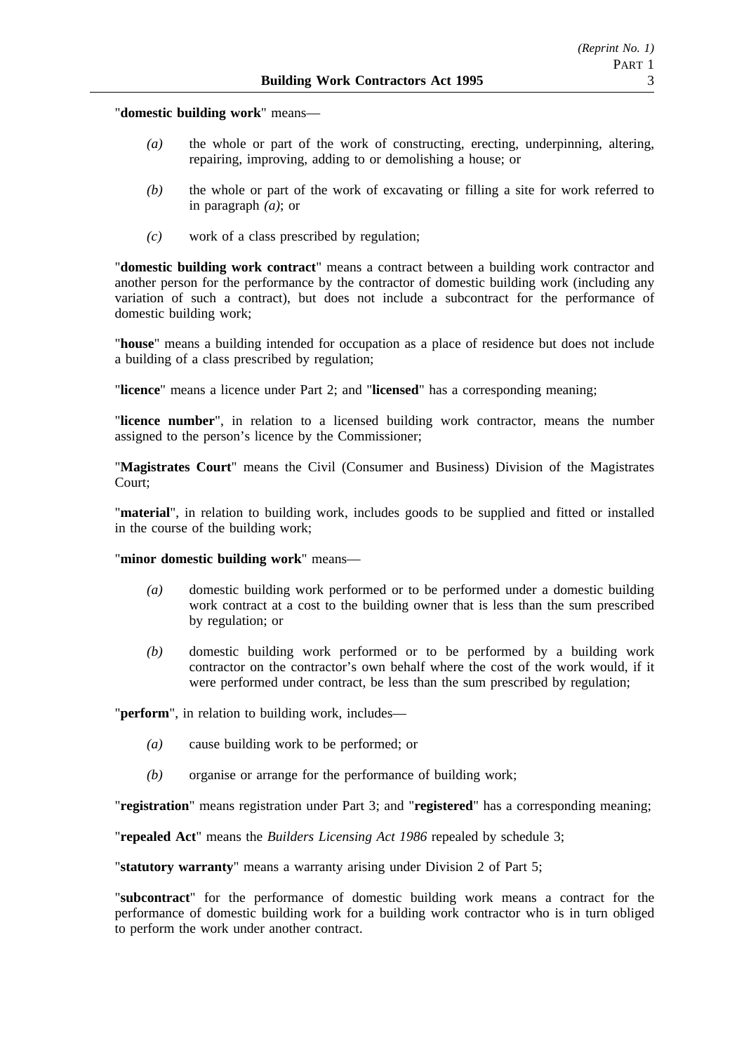"**domestic building work**" means—

*(a)* the whole or part of the work of constructing, erecting, underpinning, altering, repairing, improving, adding to or demolishing a house; or

*(b)* the whole or part of the work of excavating or filling a site for work referred to in paragraph *(a)*; or

*(c)* work of a class prescribed by regulation;

"**domestic building work contract**" means a contract between a building work contractor and another person for the performance by the contractor of domestic building work (including any variation of such a contract), but does not include a subcontract for the performance of domestic building work;

"**house**" means a building intended for occupation as a place of residence but does not include a building of a class prescribed by regulation;

"**licence**" means a licence under Part 2; and "**licensed**" has a corresponding meaning;

"**licence number**", in relation to a licensed building work contractor, means the number assigned to the person's licence by the Commissioner;

"**Magistrates Court**" means the Civil (Consumer and Business) Division of the Magistrates Court;

"**material**", in relation to building work, includes goods to be supplied and fitted or installed in the course of the building work;

"**minor domestic building work**" means—

*(a)* domestic building work performed or to be performed under a domestic building work contract at a cost to the building owner that is less than the sum prescribed by regulation; or

*(b)* domestic building work performed or to be performed by a building work contractor on the contractor's own behalf where the cost of the work would, if it were performed under contract, be less than the sum prescribed by regulation;

"**perform**", in relation to building work, includes—

*(a)* cause building work to be performed; or

*(b)* organise or arrange for the performance of building work;

"**registration**" means registration under Part 3; and "**registered**" has a corresponding meaning;

"**repealed Act**" means the *Builders Licensing Act 1986* repealed by schedule 3;

"**statutory warranty**" means a warranty arising under Division 2 of Part 5;

"**subcontract**" for the performance of domestic building work means a contract for the performance of domestic building work for a building work contractor who is in turn obliged to perform the work under another contract.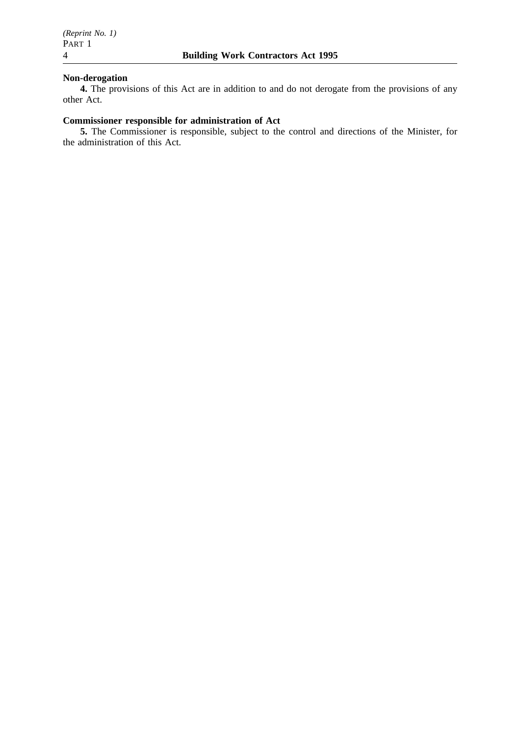**Non-derogation**

**4.** The provisions of this Act are in addition to and do not derogate from the provisions of any other Act.

**Commissioner responsible for administration of Act**

**5.** The Commissioner is responsible, subject to the control and directions of the Minister, for the administration of this Act.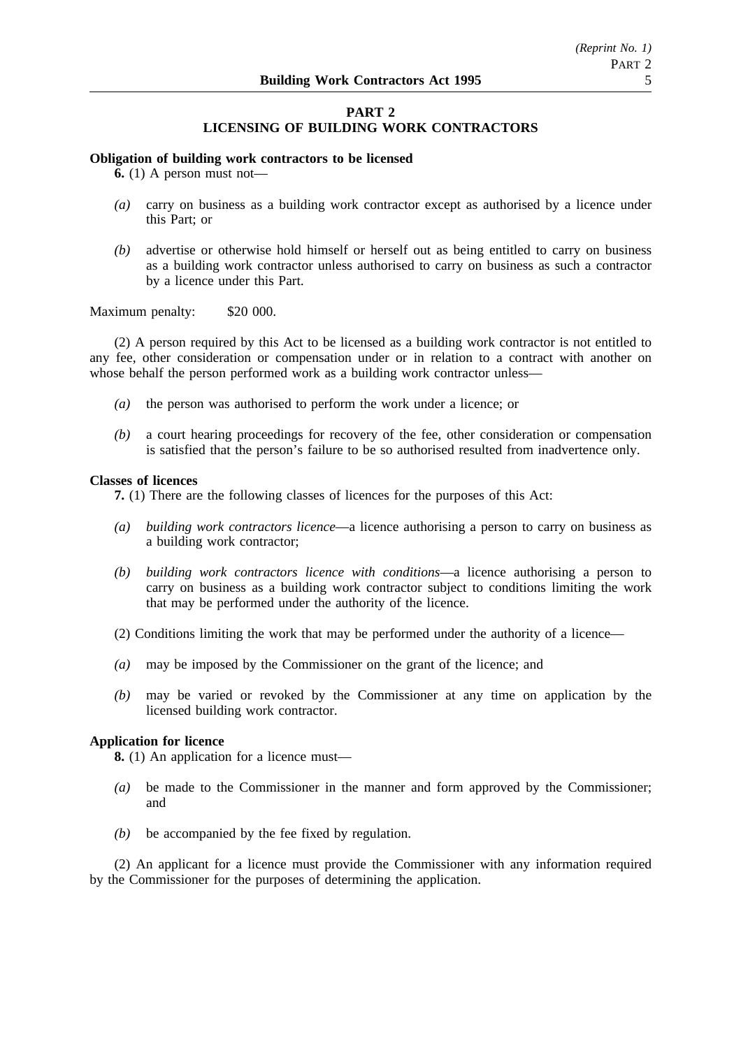## PART 2
## LICENSING OF BUILDING WORK CONTRACTORS

**Obligation of building work contractors to be licensed**

**6.** (1) A person must not—

*(a)* carry on business as a building work contractor except as authorised by a licence under this Part; or

*(b)* advertise or otherwise hold himself or herself out as being entitled to carry on business as a building work contractor unless authorised to carry on business as such a contractor by a licence under this Part.

Maximum penalty: $20 000.

(2) A person required by this Act to be licensed as a building work contractor is not entitled to any fee, other consideration or compensation under or in relation to a contract with another on whose behalf the person performed work as a building work contractor unless—

*(a)* the person was authorised to perform the work under a licence; or

*(b)* a court hearing proceedings for recovery of the fee, other consideration or compensation is satisfied that the person's failure to be so authorised resulted from inadvertence only.

**Classes of licences**

**7.** (1) There are the following classes of licences for the purposes of this Act:

*(a)* *building work contractors licence*—a licence authorising a person to carry on business as a building work contractor;

*(b)* *building work contractors licence with conditions*—a licence authorising a person to carry on business as a building work contractor subject to conditions limiting the work that may be performed under the authority of the licence.

(2) Conditions limiting the work that may be performed under the authority of a licence—

*(a)* may be imposed by the Commissioner on the grant of the licence; and

*(b)* may be varied or revoked by the Commissioner at any time on application by the licensed building work contractor.

**Application for licence**

**8.** (1) An application for a licence must—

*(a)* be made to the Commissioner in the manner and form approved by the Commissioner; and

*(b)* be accompanied by the fee fixed by regulation.

(2) An applicant for a licence must provide the Commissioner with any information required by the Commissioner for the purposes of determining the application.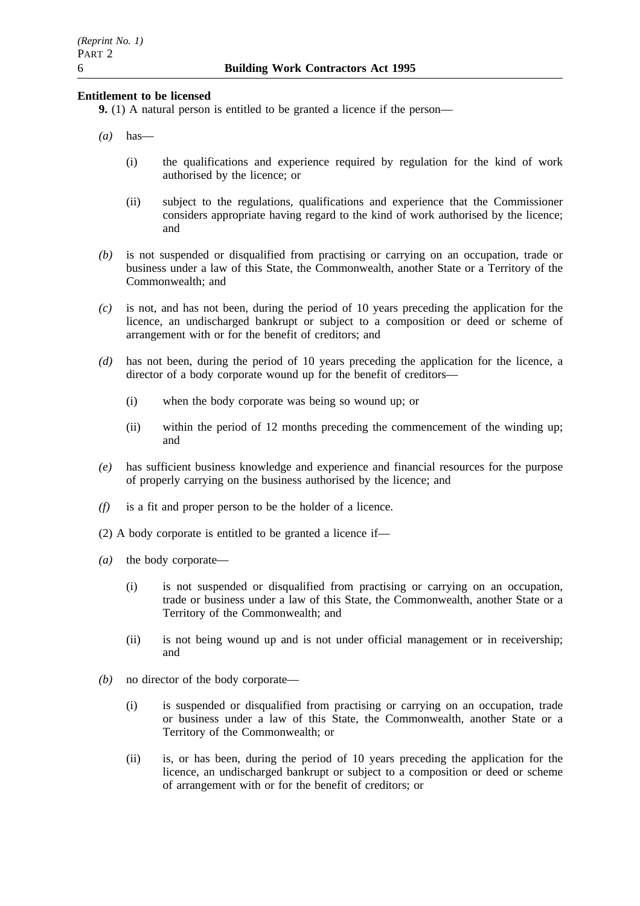**Entitlement to be licensed**

**9.** (1) A natural person is entitled to be granted a licence if the person—

*(a)* has—

(i) the qualifications and experience required by regulation for the kind of work authorised by the licence; or

(ii) subject to the regulations, qualifications and experience that the Commissioner considers appropriate having regard to the kind of work authorised by the licence; and

*(b)* is not suspended or disqualified from practising or carrying on an occupation, trade or business under a law of this State, the Commonwealth, another State or a Territory of the Commonwealth; and

*(c)* is not, and has not been, during the period of 10 years preceding the application for the licence, an undischarged bankrupt or subject to a composition or deed or scheme of arrangement with or for the benefit of creditors; and

*(d)* has not been, during the period of 10 years preceding the application for the licence, a director of a body corporate wound up for the benefit of creditors—

(i) when the body corporate was being so wound up; or

(ii) within the period of 12 months preceding the commencement of the winding up; and

*(e)* has sufficient business knowledge and experience and financial resources for the purpose of properly carrying on the business authorised by the licence; and

*(f)* is a fit and proper person to be the holder of a licence.

(2) A body corporate is entitled to be granted a licence if—

*(a)* the body corporate—

(i) is not suspended or disqualified from practising or carrying on an occupation, trade or business under a law of this State, the Commonwealth, another State or a Territory of the Commonwealth; and

(ii) is not being wound up and is not under official management or in receivership; and

*(b)* no director of the body corporate—

(i) is suspended or disqualified from practising or carrying on an occupation, trade or business under a law of this State, the Commonwealth, another State or a Territory of the Commonwealth; or

(ii) is, or has been, during the period of 10 years preceding the application for the licence, an undischarged bankrupt or subject to a composition or deed or scheme of arrangement with or for the benefit of creditors; or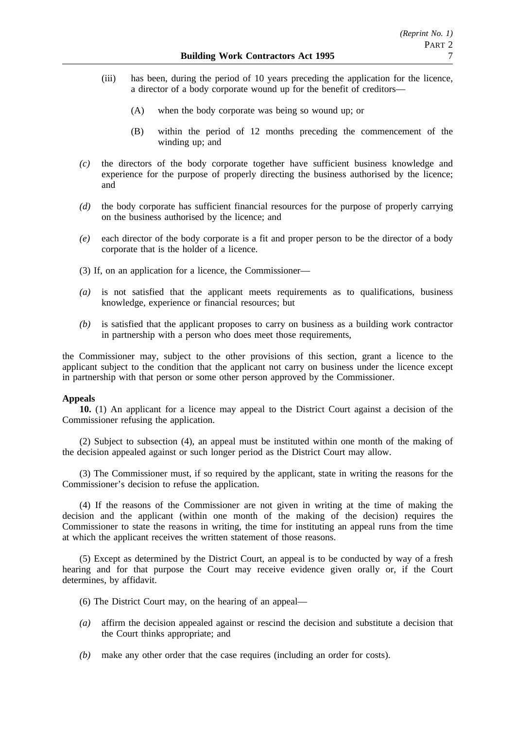(iii) has been, during the period of 10 years preceding the application for the licence, a director of a body corporate wound up for the benefit of creditors—

(A) when the body corporate was being so wound up; or

(B) within the period of 12 months preceding the commencement of the winding up; and

*(c)* the directors of the body corporate together have sufficient business knowledge and experience for the purpose of properly directing the business authorised by the licence; and

*(d)* the body corporate has sufficient financial resources for the purpose of properly carrying on the business authorised by the licence; and

*(e)* each director of the body corporate is a fit and proper person to be the director of a body corporate that is the holder of a licence.

(3) If, on an application for a licence, the Commissioner—

*(a)* is not satisfied that the applicant meets requirements as to qualifications, business knowledge, experience or financial resources; but

*(b)* is satisfied that the applicant proposes to carry on business as a building work contractor in partnership with a person who does meet those requirements,

the Commissioner may, subject to the other provisions of this section, grant a licence to the applicant subject to the condition that the applicant not carry on business under the licence except in partnership with that person or some other person approved by the Commissioner.

**Appeals**

**10.** (1) An applicant for a licence may appeal to the District Court against a decision of the Commissioner refusing the application.

(2) Subject to subsection (4), an appeal must be instituted within one month of the making of the decision appealed against or such longer period as the District Court may allow.

(3) The Commissioner must, if so required by the applicant, state in writing the reasons for the Commissioner's decision to refuse the application.

(4) If the reasons of the Commissioner are not given in writing at the time of making the decision and the applicant (within one month of the making of the decision) requires the Commissioner to state the reasons in writing, the time for instituting an appeal runs from the time at which the applicant receives the written statement of those reasons.

(5) Except as determined by the District Court, an appeal is to be conducted by way of a fresh hearing and for that purpose the Court may receive evidence given orally or, if the Court determines, by affidavit.

(6) The District Court may, on the hearing of an appeal—

*(a)* affirm the decision appealed against or rescind the decision and substitute a decision that the Court thinks appropriate; and

*(b)* make any other order that the case requires (including an order for costs).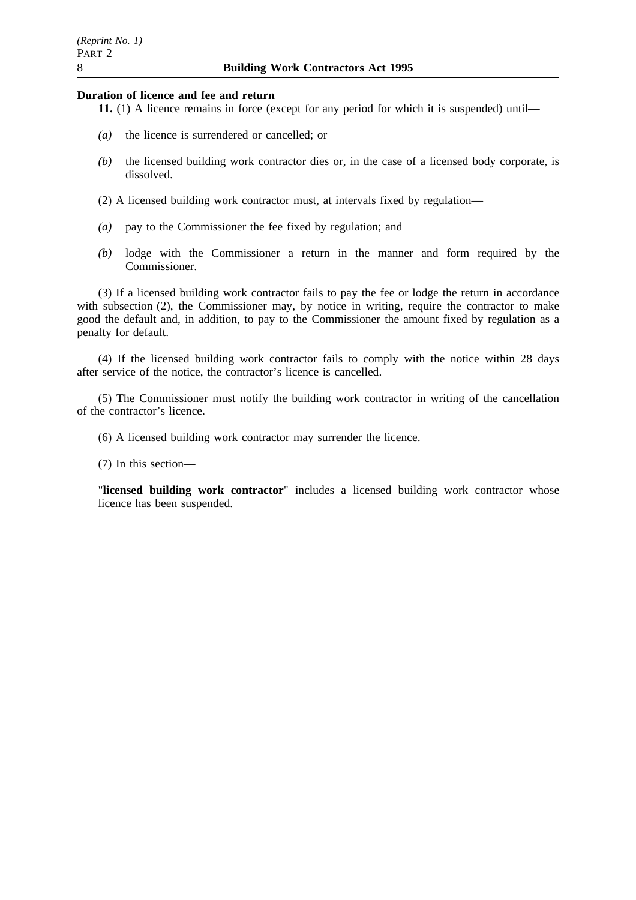**Duration of licence and fee and return**

**11.** (1) A licence remains in force (except for any period for which it is suspended) until—

*(a)* the licence is surrendered or cancelled; or

*(b)* the licensed building work contractor dies or, in the case of a licensed body corporate, is dissolved.

(2) A licensed building work contractor must, at intervals fixed by regulation—

*(a)* pay to the Commissioner the fee fixed by regulation; and

*(b)* lodge with the Commissioner a return in the manner and form required by the Commissioner.

(3) If a licensed building work contractor fails to pay the fee or lodge the return in accordance with subsection (2), the Commissioner may, by notice in writing, require the contractor to make good the default and, in addition, to pay to the Commissioner the amount fixed by regulation as a penalty for default.

(4) If the licensed building work contractor fails to comply with the notice within 28 days after service of the notice, the contractor's licence is cancelled.

(5) The Commissioner must notify the building work contractor in writing of the cancellation of the contractor's licence.

(6) A licensed building work contractor may surrender the licence.

(7) In this section—

"**licensed building work contractor**" includes a licensed building work contractor whose licence has been suspended.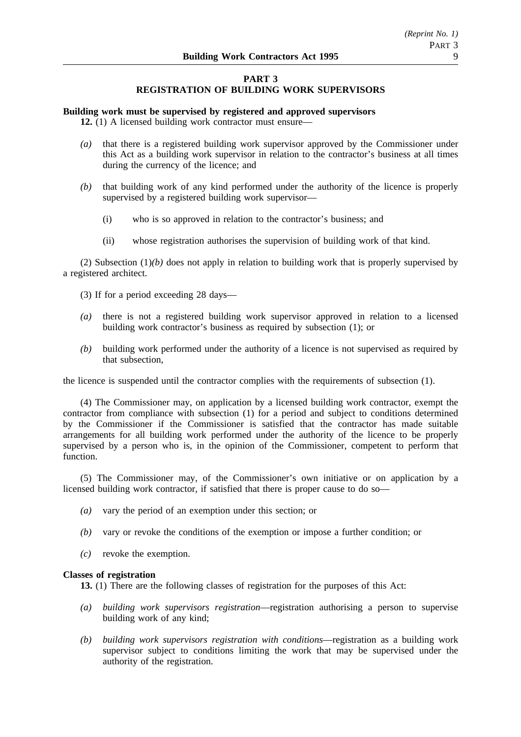# PART 3
## REGISTRATION OF BUILDING WORK SUPERVISORS

**Building work must be supervised by registered and approved supervisors**

**12.** (1) A licensed building work contractor must ensure—

*(a)* that there is a registered building work supervisor approved by the Commissioner under this Act as a building work supervisor in relation to the contractor's business at all times during the currency of the licence; and

*(b)* that building work of any kind performed under the authority of the licence is properly supervised by a registered building work supervisor—

(i) who is so approved in relation to the contractor's business; and

(ii) whose registration authorises the supervision of building work of that kind.

(2) Subsection (1)*(b)* does not apply in relation to building work that is properly supervised by a registered architect.

(3) If for a period exceeding 28 days—

*(a)* there is not a registered building work supervisor approved in relation to a licensed building work contractor's business as required by subsection (1); or

*(b)* building work performed under the authority of a licence is not supervised as required by that subsection,

the licence is suspended until the contractor complies with the requirements of subsection (1).

(4) The Commissioner may, on application by a licensed building work contractor, exempt the contractor from compliance with subsection (1) for a period and subject to conditions determined by the Commissioner if the Commissioner is satisfied that the contractor has made suitable arrangements for all building work performed under the authority of the licence to be properly supervised by a person who is, in the opinion of the Commissioner, competent to perform that function.

(5) The Commissioner may, of the Commissioner's own initiative or on application by a licensed building work contractor, if satisfied that there is proper cause to do so—

*(a)* vary the period of an exemption under this section; or

*(b)* vary or revoke the conditions of the exemption or impose a further condition; or

*(c)* revoke the exemption.

**Classes of registration**

**13.** (1) There are the following classes of registration for the purposes of this Act:

*(a)* *building work supervisors registration*—registration authorising a person to supervise building work of any kind;

*(b)* *building work supervisors registration with conditions*—registration as a building work supervisor subject to conditions limiting the work that may be supervised under the authority of the registration.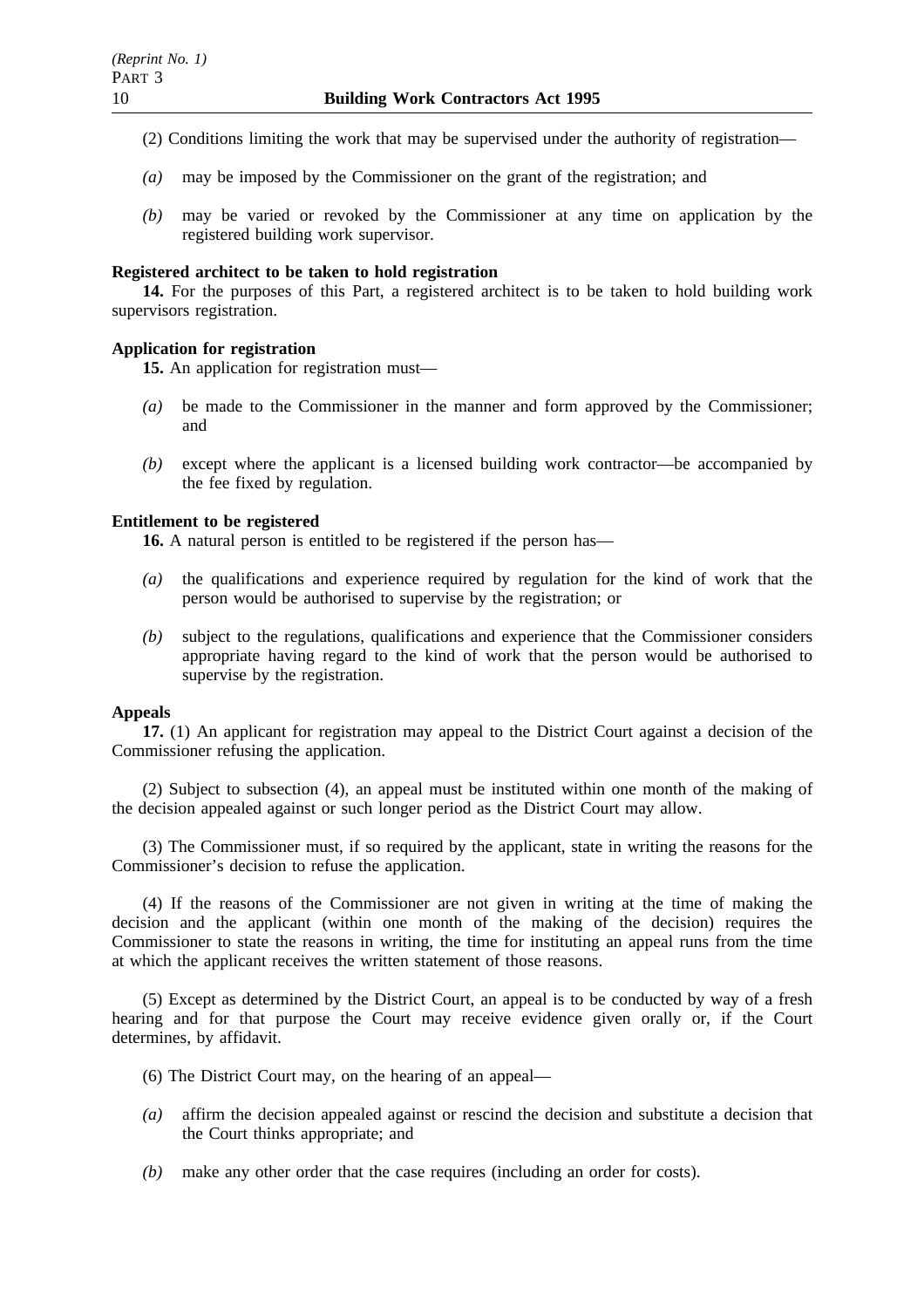(2) Conditions limiting the work that may be supervised under the authority of registration—

*(a)* may be imposed by the Commissioner on the grant of the registration; and

*(b)* may be varied or revoked by the Commissioner at any time on application by the registered building work supervisor.

**Registered architect to be taken to hold registration**

**14.** For the purposes of this Part, a registered architect is to be taken to hold building work supervisors registration.

**Application for registration**

**15.** An application for registration must—

*(a)* be made to the Commissioner in the manner and form approved by the Commissioner; and

*(b)* except where the applicant is a licensed building work contractor—be accompanied by the fee fixed by regulation.

**Entitlement to be registered**

**16.** A natural person is entitled to be registered if the person has—

*(a)* the qualifications and experience required by regulation for the kind of work that the person would be authorised to supervise by the registration; or

*(b)* subject to the regulations, qualifications and experience that the Commissioner considers appropriate having regard to the kind of work that the person would be authorised to supervise by the registration.

**Appeals**

**17.** (1) An applicant for registration may appeal to the District Court against a decision of the Commissioner refusing the application.

(2) Subject to subsection (4), an appeal must be instituted within one month of the making of the decision appealed against or such longer period as the District Court may allow.

(3) The Commissioner must, if so required by the applicant, state in writing the reasons for the Commissioner's decision to refuse the application.

(4) If the reasons of the Commissioner are not given in writing at the time of making the decision and the applicant (within one month of the making of the decision) requires the Commissioner to state the reasons in writing, the time for instituting an appeal runs from the time at which the applicant receives the written statement of those reasons.

(5) Except as determined by the District Court, an appeal is to be conducted by way of a fresh hearing and for that purpose the Court may receive evidence given orally or, if the Court determines, by affidavit.

(6) The District Court may, on the hearing of an appeal—

*(a)* affirm the decision appealed against or rescind the decision and substitute a decision that the Court thinks appropriate; and

*(b)* make any other order that the case requires (including an order for costs).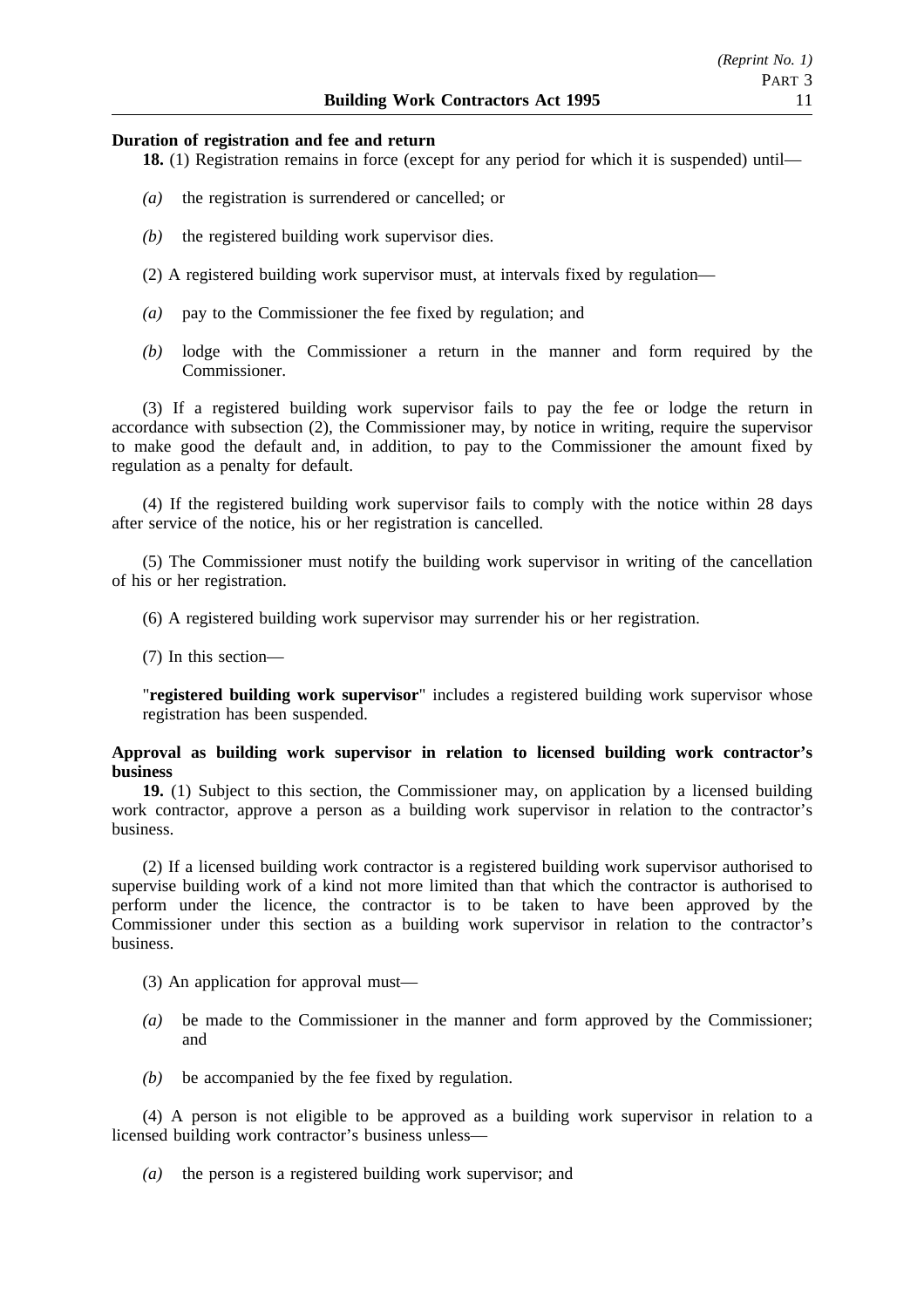**Duration of registration and fee and return**

**18.** (1) Registration remains in force (except for any period for which it is suspended) until—

*(a)* the registration is surrendered or cancelled; or

*(b)* the registered building work supervisor dies.

(2) A registered building work supervisor must, at intervals fixed by regulation—

*(a)* pay to the Commissioner the fee fixed by regulation; and

*(b)* lodge with the Commissioner a return in the manner and form required by the Commissioner.

(3) If a registered building work supervisor fails to pay the fee or lodge the return in accordance with subsection (2), the Commissioner may, by notice in writing, require the supervisor to make good the default and, in addition, to pay to the Commissioner the amount fixed by regulation as a penalty for default.

(4) If the registered building work supervisor fails to comply with the notice within 28 days after service of the notice, his or her registration is cancelled.

(5) The Commissioner must notify the building work supervisor in writing of the cancellation of his or her registration.

(6) A registered building work supervisor may surrender his or her registration.

(7) In this section—

"**registered building work supervisor**" includes a registered building work supervisor whose registration has been suspended.

**Approval as building work supervisor in relation to licensed building work contractor's business**

**19.** (1) Subject to this section, the Commissioner may, on application by a licensed building work contractor, approve a person as a building work supervisor in relation to the contractor's business.

(2) If a licensed building work contractor is a registered building work supervisor authorised to supervise building work of a kind not more limited than that which the contractor is authorised to perform under the licence, the contractor is to be taken to have been approved by the Commissioner under this section as a building work supervisor in relation to the contractor's business.

(3) An application for approval must—

*(a)* be made to the Commissioner in the manner and form approved by the Commissioner; and

*(b)* be accompanied by the fee fixed by regulation.

(4) A person is not eligible to be approved as a building work supervisor in relation to a licensed building work contractor's business unless—

*(a)* the person is a registered building work supervisor; and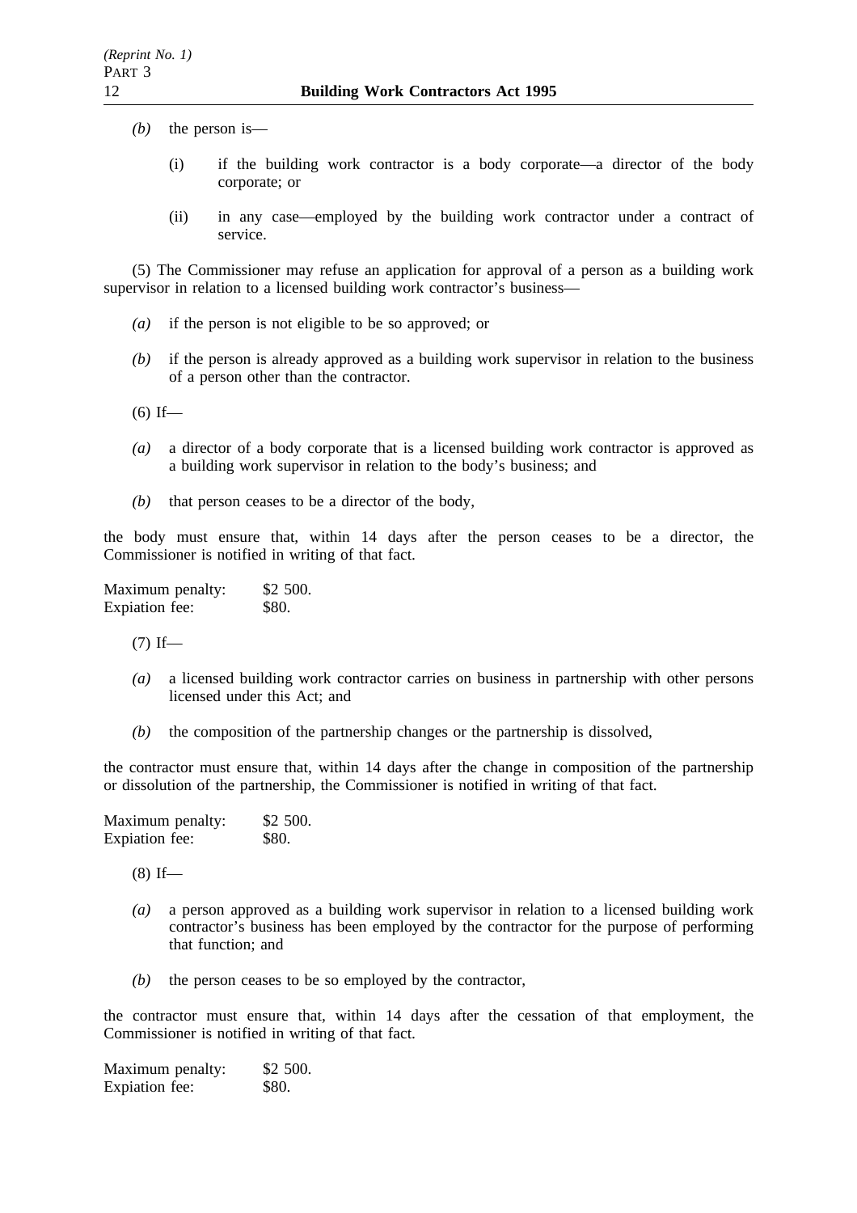*(b)* the person is—

(i) if the building work contractor is a body corporate—a director of the body corporate; or

(ii) in any case—employed by the building work contractor under a contract of service.

(5) The Commissioner may refuse an application for approval of a person as a building work supervisor in relation to a licensed building work contractor's business—

*(a)* if the person is not eligible to be so approved; or

*(b)* if the person is already approved as a building work supervisor in relation to the business of a person other than the contractor.

(6) If—

*(a)* a director of a body corporate that is a licensed building work contractor is approved as a building work supervisor in relation to the body's business; and

*(b)* that person ceases to be a director of the body,

the body must ensure that, within 14 days after the person ceases to be a director, the Commissioner is notified in writing of that fact.

Maximum penalty: $2 500.
Expiation fee: $80.

(7) If—

*(a)* a licensed building work contractor carries on business in partnership with other persons licensed under this Act; and

*(b)* the composition of the partnership changes or the partnership is dissolved,

the contractor must ensure that, within 14 days after the change in composition of the partnership or dissolution of the partnership, the Commissioner is notified in writing of that fact.

Maximum penalty: $2 500.
Expiation fee: $80.

(8) If—

*(a)* a person approved as a building work supervisor in relation to a licensed building work contractor's business has been employed by the contractor for the purpose of performing that function; and

*(b)* the person ceases to be so employed by the contractor,

the contractor must ensure that, within 14 days after the cessation of that employment, the Commissioner is notified in writing of that fact.

Maximum penalty: $2 500.
Expiation fee: $80.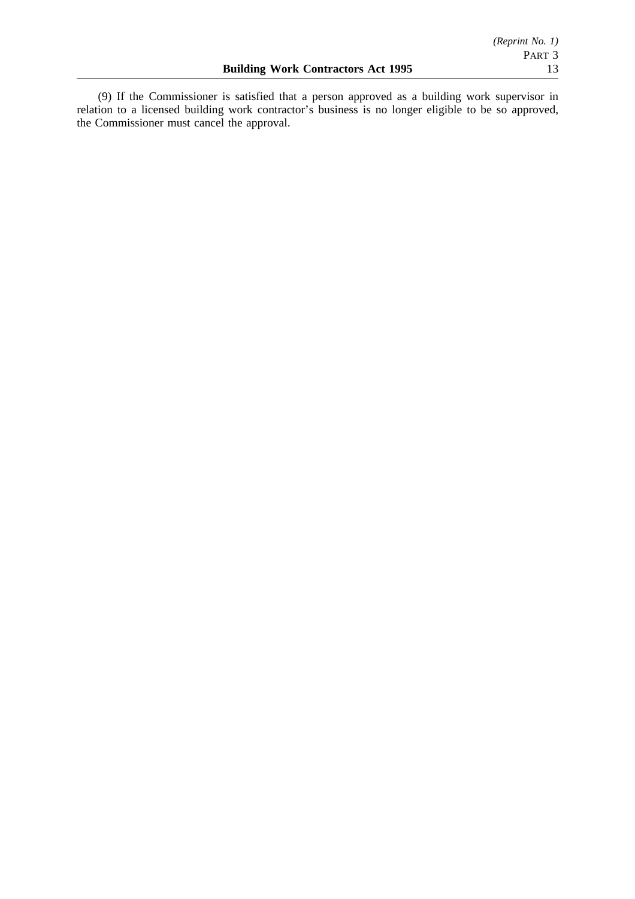(9) If the Commissioner is satisfied that a person approved as a building work supervisor in relation to a licensed building work contractor's business is no longer eligible to be so approved, the Commissioner must cancel the approval.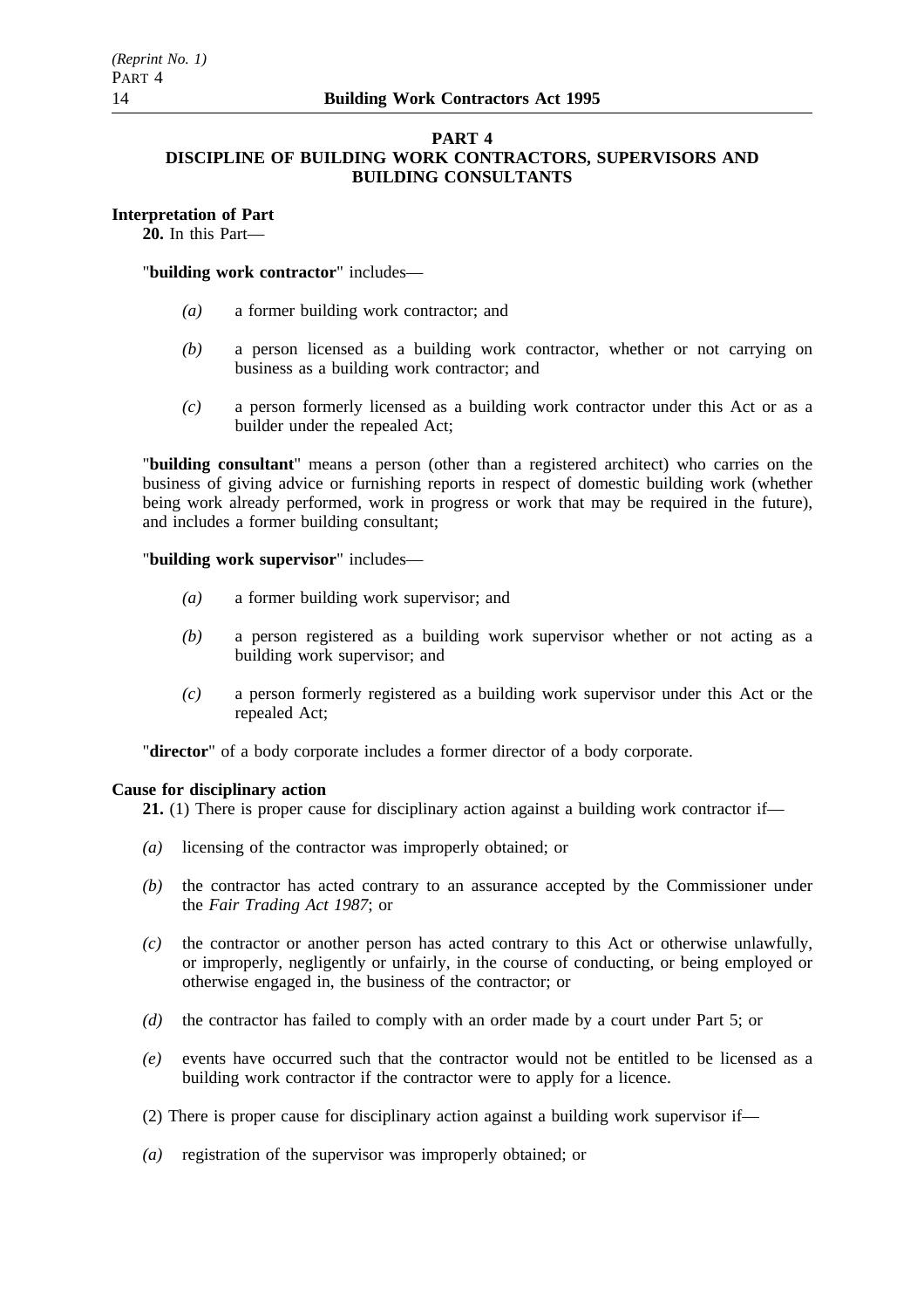# PART 4
## DISCIPLINE OF BUILDING WORK CONTRACTORS, SUPERVISORS AND BUILDING CONSULTANTS

**Interpretation of Part**

**20.** In this Part—

"**building work contractor**" includes—

*(a)* a former building work contractor; and

*(b)* a person licensed as a building work contractor, whether or not carrying on business as a building work contractor; and

*(c)* a person formerly licensed as a building work contractor under this Act or as a builder under the repealed Act;

"**building consultant**" means a person (other than a registered architect) who carries on the business of giving advice or furnishing reports in respect of domestic building work (whether being work already performed, work in progress or work that may be required in the future), and includes a former building consultant;

"**building work supervisor**" includes—

*(a)* a former building work supervisor; and

*(b)* a person registered as a building work supervisor whether or not acting as a building work supervisor; and

*(c)* a person formerly registered as a building work supervisor under this Act or the repealed Act;

"**director**" of a body corporate includes a former director of a body corporate.

**Cause for disciplinary action**

**21.** (1) There is proper cause for disciplinary action against a building work contractor if—

*(a)* licensing of the contractor was improperly obtained; or

*(b)* the contractor has acted contrary to an assurance accepted by the Commissioner under the *Fair Trading Act 1987*; or

*(c)* the contractor or another person has acted contrary to this Act or otherwise unlawfully, or improperly, negligently or unfairly, in the course of conducting, or being employed or otherwise engaged in, the business of the contractor; or

*(d)* the contractor has failed to comply with an order made by a court under Part 5; or

*(e)* events have occurred such that the contractor would not be entitled to be licensed as a building work contractor if the contractor were to apply for a licence.

(2) There is proper cause for disciplinary action against a building work supervisor if—

*(a)* registration of the supervisor was improperly obtained; or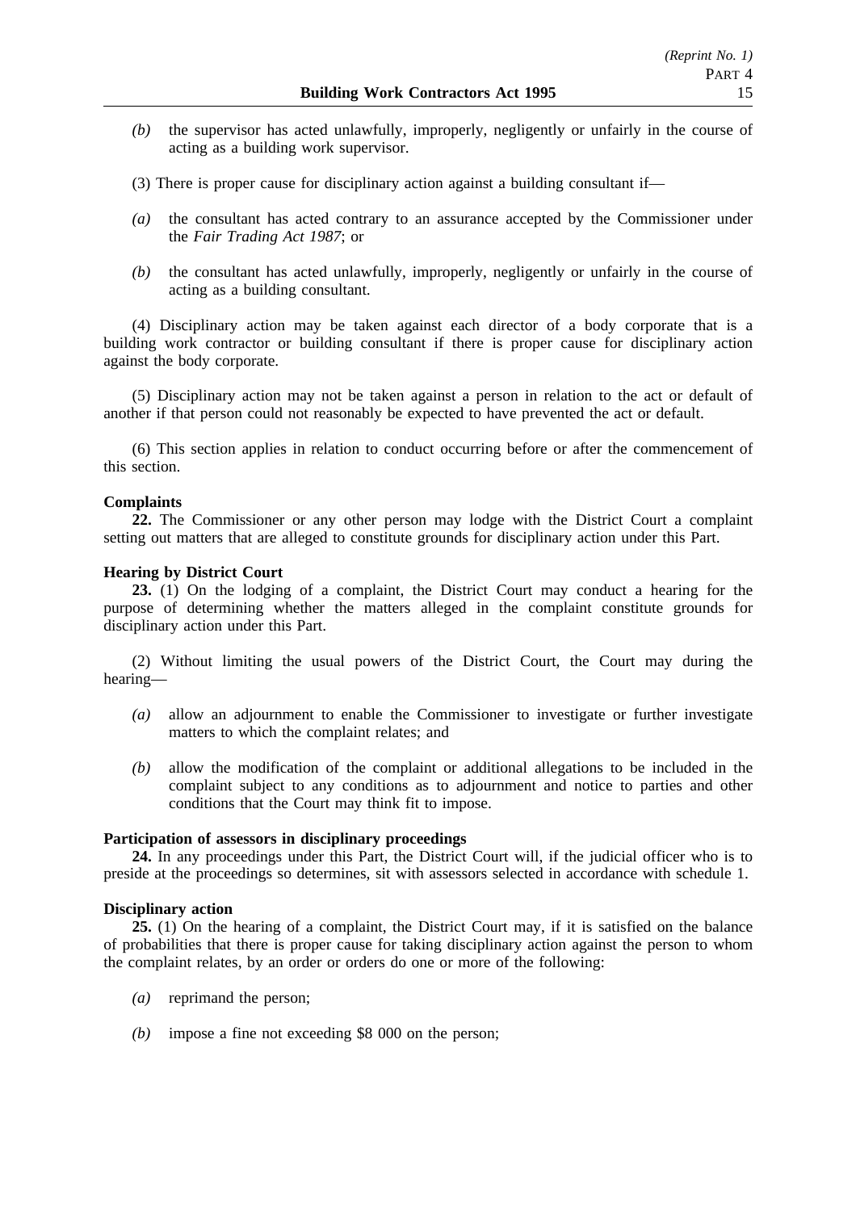*(b)* the supervisor has acted unlawfully, improperly, negligently or unfairly in the course of acting as a building work supervisor.

(3) There is proper cause for disciplinary action against a building consultant if—

*(a)* the consultant has acted contrary to an assurance accepted by the Commissioner under the *Fair Trading Act 1987*; or

*(b)* the consultant has acted unlawfully, improperly, negligently or unfairly in the course of acting as a building consultant.

(4) Disciplinary action may be taken against each director of a body corporate that is a building work contractor or building consultant if there is proper cause for disciplinary action against the body corporate.

(5) Disciplinary action may not be taken against a person in relation to the act or default of another if that person could not reasonably be expected to have prevented the act or default.

(6) This section applies in relation to conduct occurring before or after the commencement of this section.

**Complaints**

**22.** The Commissioner or any other person may lodge with the District Court a complaint setting out matters that are alleged to constitute grounds for disciplinary action under this Part.

**Hearing by District Court**

**23.** (1) On the lodging of a complaint, the District Court may conduct a hearing for the purpose of determining whether the matters alleged in the complaint constitute grounds for disciplinary action under this Part.

(2) Without limiting the usual powers of the District Court, the Court may during the hearing—

*(a)* allow an adjournment to enable the Commissioner to investigate or further investigate matters to which the complaint relates; and

*(b)* allow the modification of the complaint or additional allegations to be included in the complaint subject to any conditions as to adjournment and notice to parties and other conditions that the Court may think fit to impose.

**Participation of assessors in disciplinary proceedings**

**24.** In any proceedings under this Part, the District Court will, if the judicial officer who is to preside at the proceedings so determines, sit with assessors selected in accordance with schedule 1.

**Disciplinary action**

**25.** (1) On the hearing of a complaint, the District Court may, if it is satisfied on the balance of probabilities that there is proper cause for taking disciplinary action against the person to whom the complaint relates, by an order or orders do one or more of the following:

*(a)* reprimand the person;

*(b)* impose a fine not exceeding $8 000 on the person;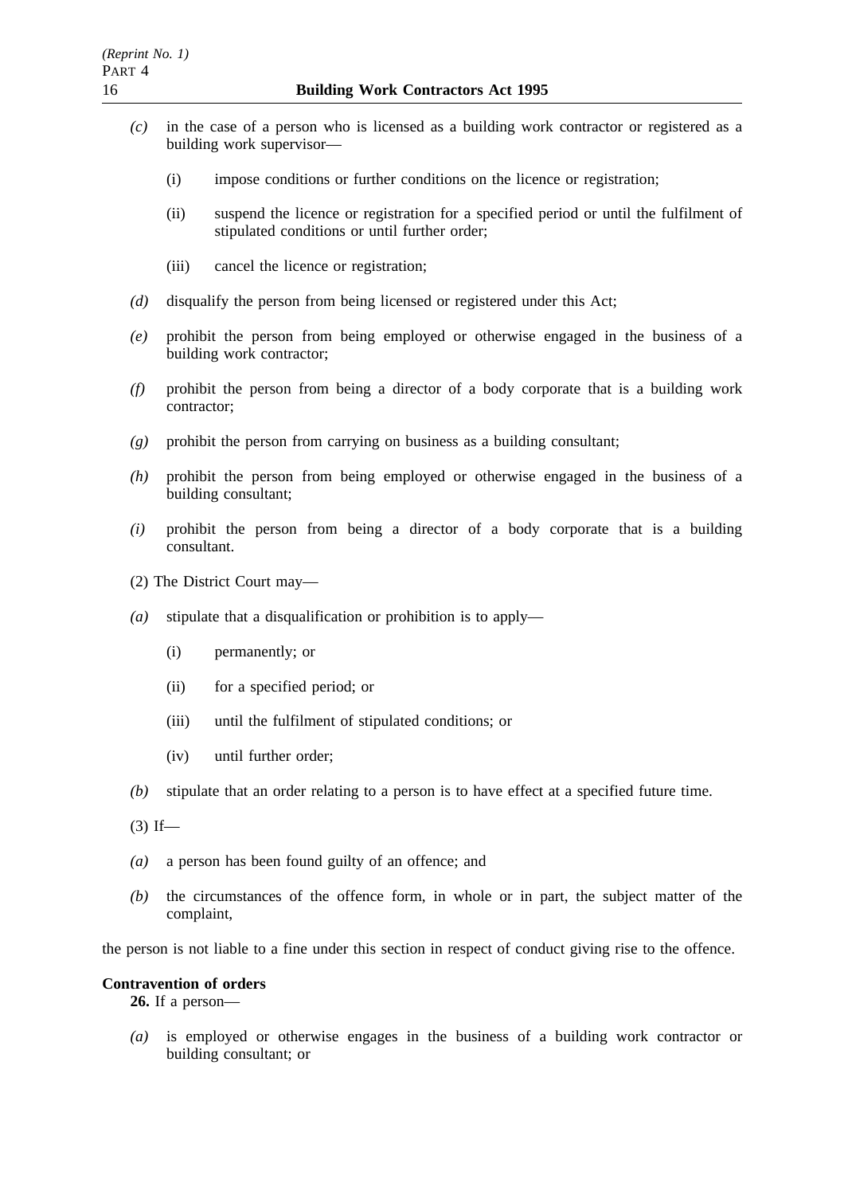*(c)* in the case of a person who is licensed as a building work contractor or registered as a building work supervisor—

(i) impose conditions or further conditions on the licence or registration;

(ii) suspend the licence or registration for a specified period or until the fulfilment of stipulated conditions or until further order;

(iii) cancel the licence or registration;

*(d)* disqualify the person from being licensed or registered under this Act;

*(e)* prohibit the person from being employed or otherwise engaged in the business of a building work contractor;

*(f)* prohibit the person from being a director of a body corporate that is a building work contractor;

*(g)* prohibit the person from carrying on business as a building consultant;

*(h)* prohibit the person from being employed or otherwise engaged in the business of a building consultant;

*(i)* prohibit the person from being a director of a body corporate that is a building consultant.

(2) The District Court may—

*(a)* stipulate that a disqualification or prohibition is to apply—

(i) permanently; or

(ii) for a specified period; or

(iii) until the fulfilment of stipulated conditions; or

(iv) until further order;

*(b)* stipulate that an order relating to a person is to have effect at a specified future time.

(3) If—

*(a)* a person has been found guilty of an offence; and

*(b)* the circumstances of the offence form, in whole or in part, the subject matter of the complaint,

the person is not liable to a fine under this section in respect of conduct giving rise to the offence.

**Contravention of orders**

**26.** If a person—

*(a)* is employed or otherwise engages in the business of a building work contractor or building consultant; or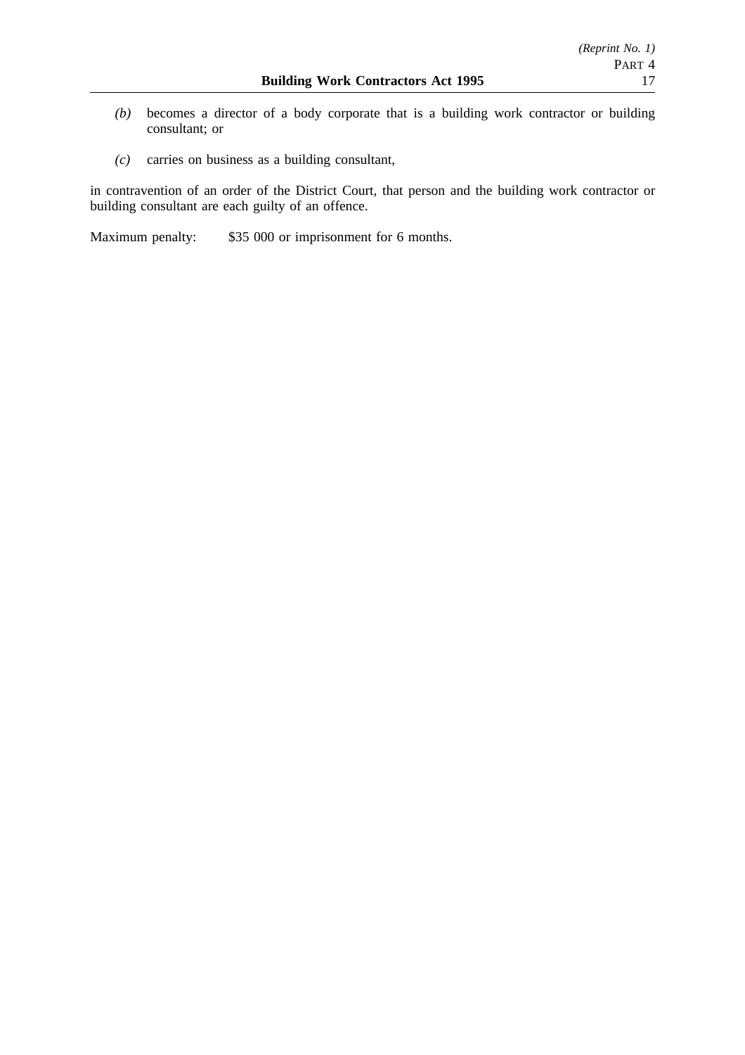*(b)* becomes a director of a body corporate that is a building work contractor or building consultant; or

*(c)* carries on business as a building consultant,

in contravention of an order of the District Court, that person and the building work contractor or building consultant are each guilty of an offence.

Maximum penalty: $35 000 or imprisonment for 6 months.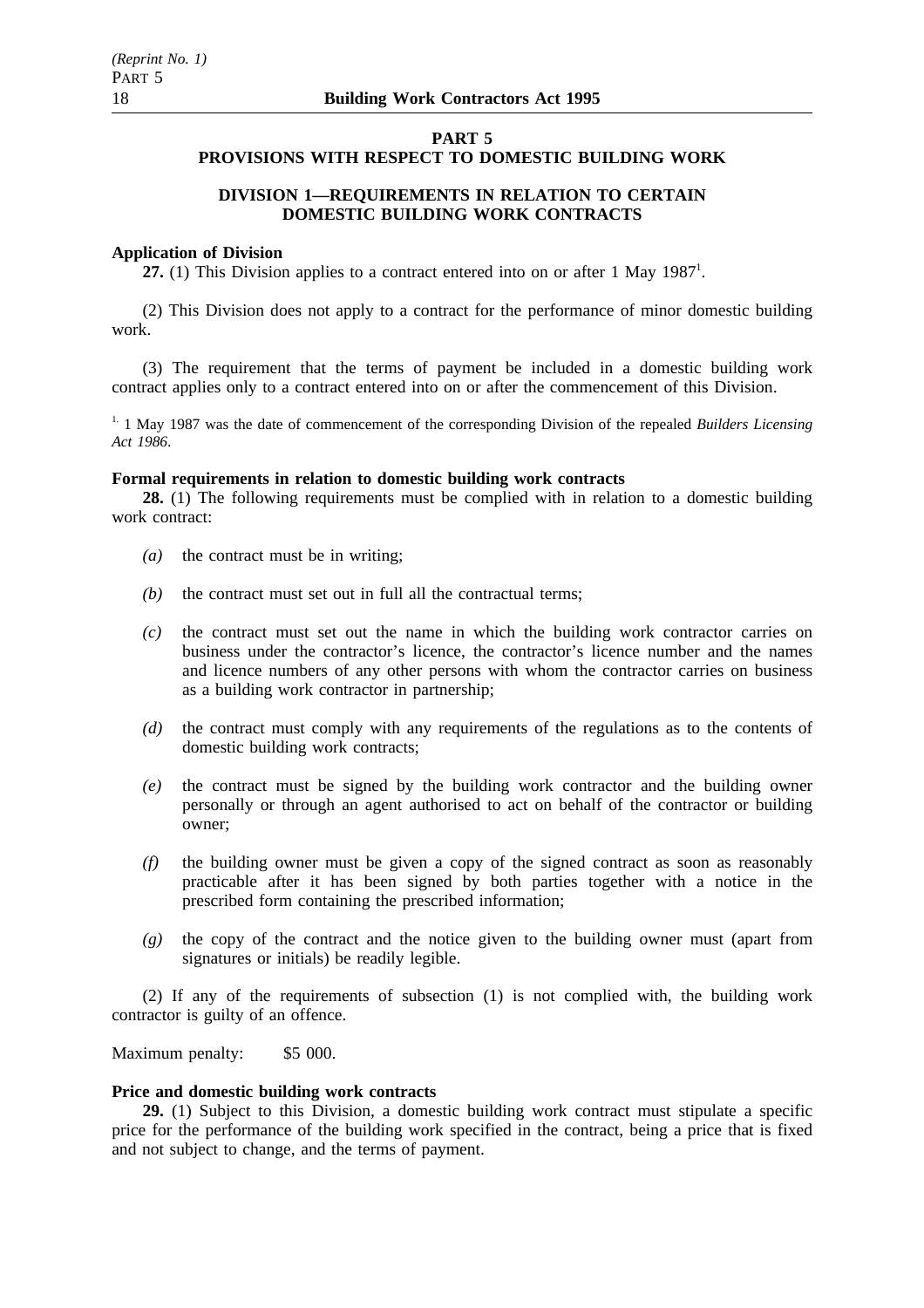## PART 5
## PROVISIONS WITH RESPECT TO DOMESTIC BUILDING WORK

### DIVISION 1—REQUIREMENTS IN RELATION TO CERTAIN DOMESTIC BUILDING WORK CONTRACTS

**Application of Division**

**27.** (1) This Division applies to a contract entered into on or after 1 May 1987[1].

(2) This Division does not apply to a contract for the performance of minor domestic building work.

(3) The requirement that the terms of payment be included in a domestic building work contract applies only to a contract entered into on or after the commencement of this Division.

[1.] 1 May 1987 was the date of commencement of the corresponding Division of the repealed *Builders Licensing Act 1986*.

**Formal requirements in relation to domestic building work contracts**

**28.** (1) The following requirements must be complied with in relation to a domestic building work contract:

*(a)* the contract must be in writing;

*(b)* the contract must set out in full all the contractual terms;

*(c)* the contract must set out the name in which the building work contractor carries on business under the contractor's licence, the contractor's licence number and the names and licence numbers of any other persons with whom the contractor carries on business as a building work contractor in partnership;

*(d)* the contract must comply with any requirements of the regulations as to the contents of domestic building work contracts;

*(e)* the contract must be signed by the building work contractor and the building owner personally or through an agent authorised to act on behalf of the contractor or building owner;

*(f)* the building owner must be given a copy of the signed contract as soon as reasonably practicable after it has been signed by both parties together with a notice in the prescribed form containing the prescribed information;

*(g)* the copy of the contract and the notice given to the building owner must (apart from signatures or initials) be readily legible.

(2) If any of the requirements of subsection (1) is not complied with, the building work contractor is guilty of an offence.

Maximum penalty: $5 000.

**Price and domestic building work contracts**

**29.** (1) Subject to this Division, a domestic building work contract must stipulate a specific price for the performance of the building work specified in the contract, being a price that is fixed and not subject to change, and the terms of payment.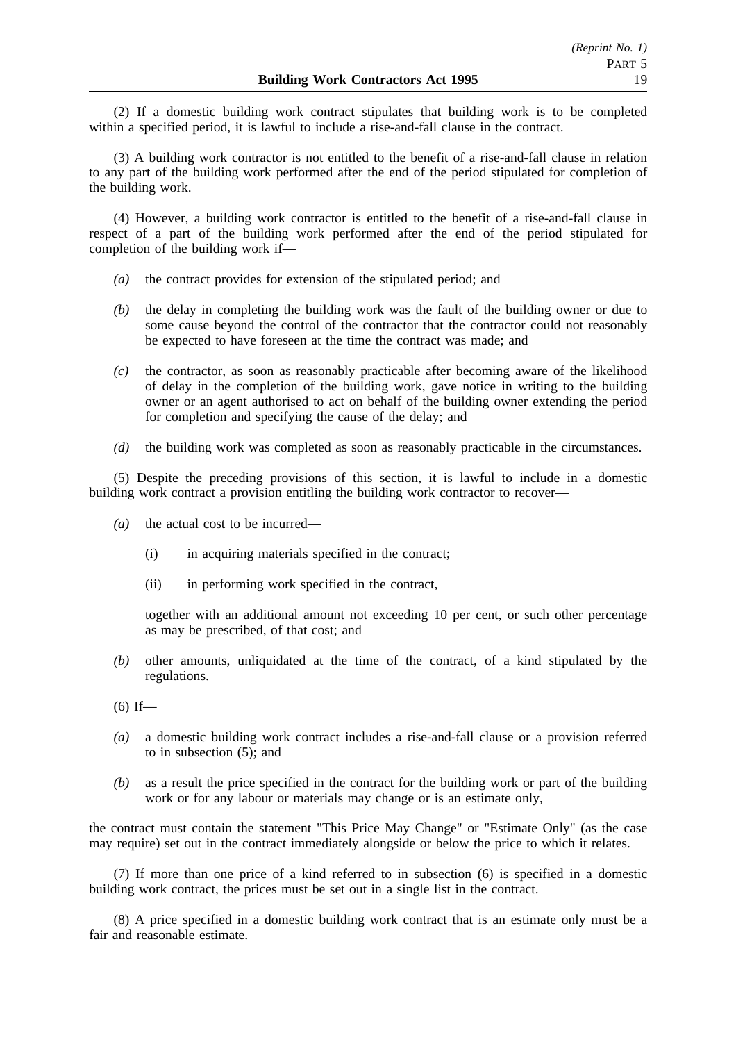(2) If a domestic building work contract stipulates that building work is to be completed within a specified period, it is lawful to include a rise-and-fall clause in the contract.

(3) A building work contractor is not entitled to the benefit of a rise-and-fall clause in relation to any part of the building work performed after the end of the period stipulated for completion of the building work.

(4) However, a building work contractor is entitled to the benefit of a rise-and-fall clause in respect of a part of the building work performed after the end of the period stipulated for completion of the building work if—

*(a)* the contract provides for extension of the stipulated period; and

*(b)* the delay in completing the building work was the fault of the building owner or due to some cause beyond the control of the contractor that the contractor could not reasonably be expected to have foreseen at the time the contract was made; and

*(c)* the contractor, as soon as reasonably practicable after becoming aware of the likelihood of delay in the completion of the building work, gave notice in writing to the building owner or an agent authorised to act on behalf of the building owner extending the period for completion and specifying the cause of the delay; and

*(d)* the building work was completed as soon as reasonably practicable in the circumstances.

(5) Despite the preceding provisions of this section, it is lawful to include in a domestic building work contract a provision entitling the building work contractor to recover—

*(a)* the actual cost to be incurred—

(i) in acquiring materials specified in the contract;

(ii) in performing work specified in the contract,

together with an additional amount not exceeding 10 per cent, or such other percentage as may be prescribed, of that cost; and

*(b)* other amounts, unliquidated at the time of the contract, of a kind stipulated by the regulations.

(6) If—

*(a)* a domestic building work contract includes a rise-and-fall clause or a provision referred to in subsection (5); and

*(b)* as a result the price specified in the contract for the building work or part of the building work or for any labour or materials may change or is an estimate only,

the contract must contain the statement "This Price May Change" or "Estimate Only" (as the case may require) set out in the contract immediately alongside or below the price to which it relates.

(7) If more than one price of a kind referred to in subsection (6) is specified in a domestic building work contract, the prices must be set out in a single list in the contract.

(8) A price specified in a domestic building work contract that is an estimate only must be a fair and reasonable estimate.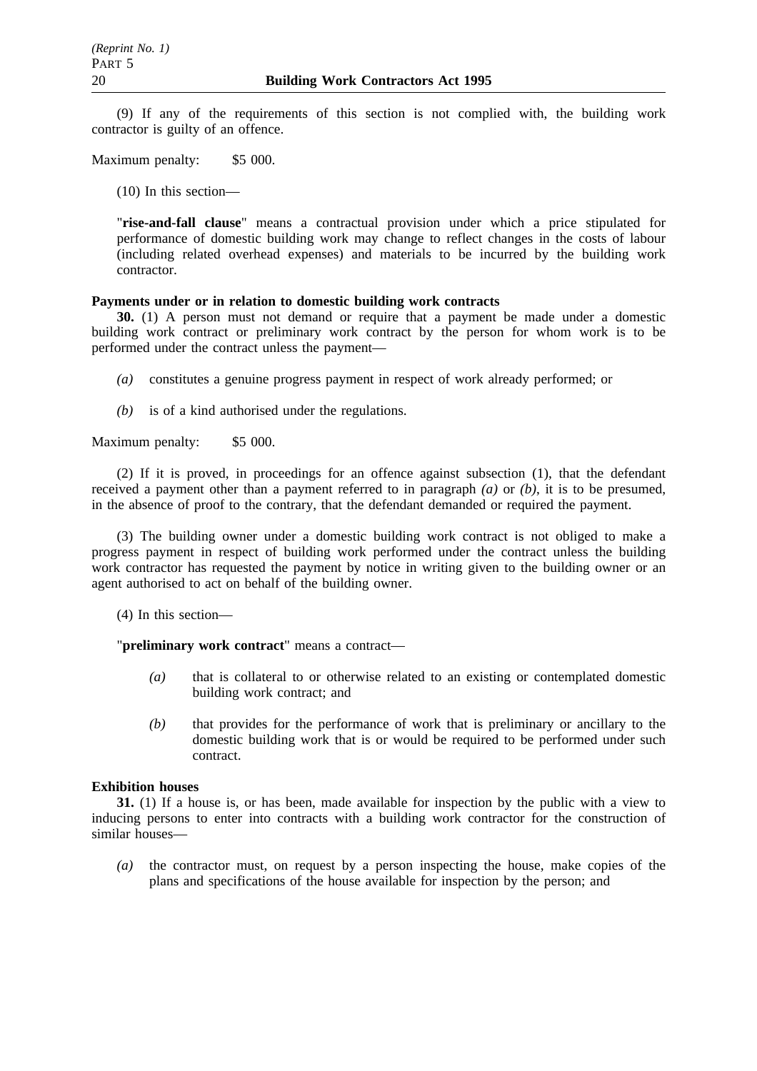(9) If any of the requirements of this section is not complied with, the building work contractor is guilty of an offence.

Maximum penalty: $5 000.

(10) In this section—

"**rise-and-fall clause**" means a contractual provision under which a price stipulated for performance of domestic building work may change to reflect changes in the costs of labour (including related overhead expenses) and materials to be incurred by the building work contractor.

**Payments under or in relation to domestic building work contracts**

**30.** (1) A person must not demand or require that a payment be made under a domestic building work contract or preliminary work contract by the person for whom work is to be performed under the contract unless the payment—

*(a)* constitutes a genuine progress payment in respect of work already performed; or

*(b)* is of a kind authorised under the regulations.

Maximum penalty: $5 000.

(2) If it is proved, in proceedings for an offence against subsection (1), that the defendant received a payment other than a payment referred to in paragraph *(a)* or *(b)*, it is to be presumed, in the absence of proof to the contrary, that the defendant demanded or required the payment.

(3) The building owner under a domestic building work contract is not obliged to make a progress payment in respect of building work performed under the contract unless the building work contractor has requested the payment by notice in writing given to the building owner or an agent authorised to act on behalf of the building owner.

(4) In this section—

"**preliminary work contract**" means a contract—

*(a)* that is collateral to or otherwise related to an existing or contemplated domestic building work contract; and

*(b)* that provides for the performance of work that is preliminary or ancillary to the domestic building work that is or would be required to be performed under such contract.

**Exhibition houses**

**31.** (1) If a house is, or has been, made available for inspection by the public with a view to inducing persons to enter into contracts with a building work contractor for the construction of similar houses—

*(a)* the contractor must, on request by a person inspecting the house, make copies of the plans and specifications of the house available for inspection by the person; and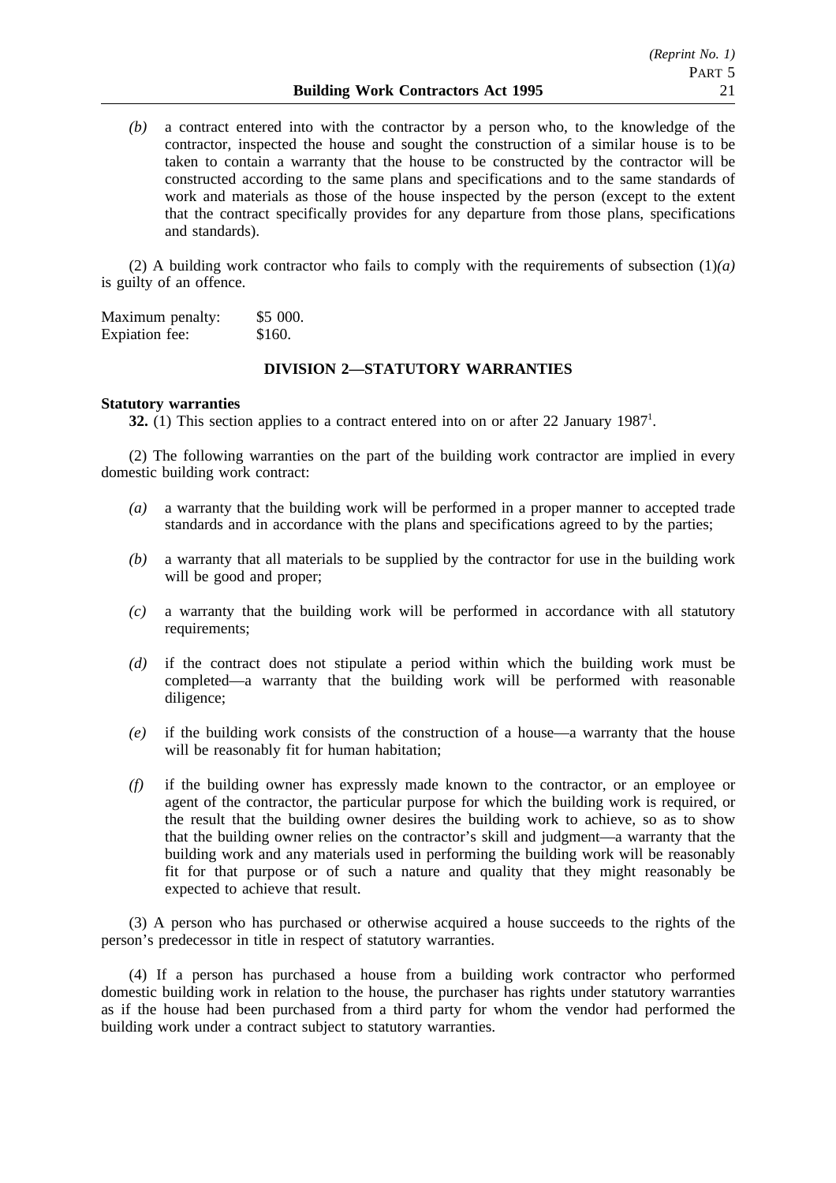*(b)* a contract entered into with the contractor by a person who, to the knowledge of the contractor, inspected the house and sought the construction of a similar house is to be taken to contain a warranty that the house to be constructed by the contractor will be constructed according to the same plans and specifications and to the same standards of work and materials as those of the house inspected by the person (except to the extent that the contract specifically provides for any departure from those plans, specifications and standards).

(2) A building work contractor who fails to comply with the requirements of subsection (1)*(a)* is guilty of an offence.

Maximum penalty: $5 000.
Expiation fee: $160.

### DIVISION 2—STATUTORY WARRANTIES

**Statutory warranties**

**32.** (1) This section applies to a contract entered into on or after 22 January 1987[1].

(2) The following warranties on the part of the building work contractor are implied in every domestic building work contract:

*(a)* a warranty that the building work will be performed in a proper manner to accepted trade standards and in accordance with the plans and specifications agreed to by the parties;

*(b)* a warranty that all materials to be supplied by the contractor for use in the building work will be good and proper;

*(c)* a warranty that the building work will be performed in accordance with all statutory requirements;

*(d)* if the contract does not stipulate a period within which the building work must be completed—a warranty that the building work will be performed with reasonable diligence;

*(e)* if the building work consists of the construction of a house—a warranty that the house will be reasonably fit for human habitation;

*(f)* if the building owner has expressly made known to the contractor, or an employee or agent of the contractor, the particular purpose for which the building work is required, or the result that the building owner desires the building work to achieve, so as to show that the building owner relies on the contractor's skill and judgment—a warranty that the building work and any materials used in performing the building work will be reasonably fit for that purpose or of such a nature and quality that they might reasonably be expected to achieve that result.

(3) A person who has purchased or otherwise acquired a house succeeds to the rights of the person's predecessor in title in respect of statutory warranties.

(4) If a person has purchased a house from a building work contractor who performed domestic building work in relation to the house, the purchaser has rights under statutory warranties as if the house had been purchased from a third party for whom the vendor had performed the building work under a contract subject to statutory warranties.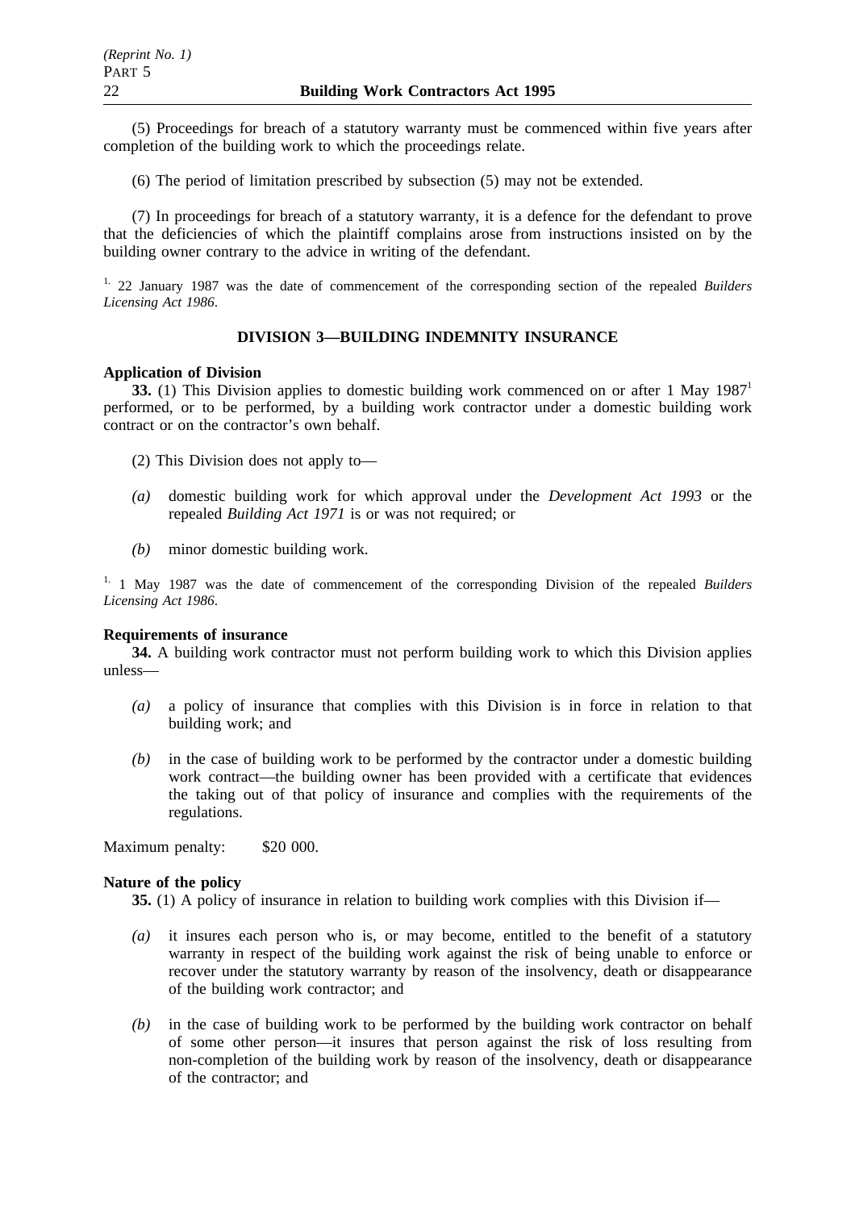(5) Proceedings for breach of a statutory warranty must be commenced within five years after completion of the building work to which the proceedings relate.

(6) The period of limitation prescribed by subsection (5) may not be extended.

(7) In proceedings for breach of a statutory warranty, it is a defence for the defendant to prove that the deficiencies of which the plaintiff complains arose from instructions insisted on by the building owner contrary to the advice in writing of the defendant.

[1.] 22 January 1987 was the date of commencement of the corresponding section of the repealed *Builders Licensing Act 1986*.

## DIVISION 3—BUILDING INDEMNITY INSURANCE

**Application of Division**

**33.** (1) This Division applies to domestic building work commenced on or after 1 May 1987[1] performed, or to be performed, by a building work contractor under a domestic building work contract or on the contractor's own behalf.

(2) This Division does not apply to—

*(a)* domestic building work for which approval under the *Development Act 1993* or the repealed *Building Act 1971* is or was not required; or

*(b)* minor domestic building work.

[1.] 1 May 1987 was the date of commencement of the corresponding Division of the repealed *Builders Licensing Act 1986*.

**Requirements of insurance**

**34.** A building work contractor must not perform building work to which this Division applies unless—

*(a)* a policy of insurance that complies with this Division is in force in relation to that building work; and

*(b)* in the case of building work to be performed by the contractor under a domestic building work contract—the building owner has been provided with a certificate that evidences the taking out of that policy of insurance and complies with the requirements of the regulations.

Maximum penalty: $20 000.

**Nature of the policy**

**35.** (1) A policy of insurance in relation to building work complies with this Division if—

*(a)* it insures each person who is, or may become, entitled to the benefit of a statutory warranty in respect of the building work against the risk of being unable to enforce or recover under the statutory warranty by reason of the insolvency, death or disappearance of the building work contractor; and

*(b)* in the case of building work to be performed by the building work contractor on behalf of some other person—it insures that person against the risk of loss resulting from non-completion of the building work by reason of the insolvency, death or disappearance of the contractor; and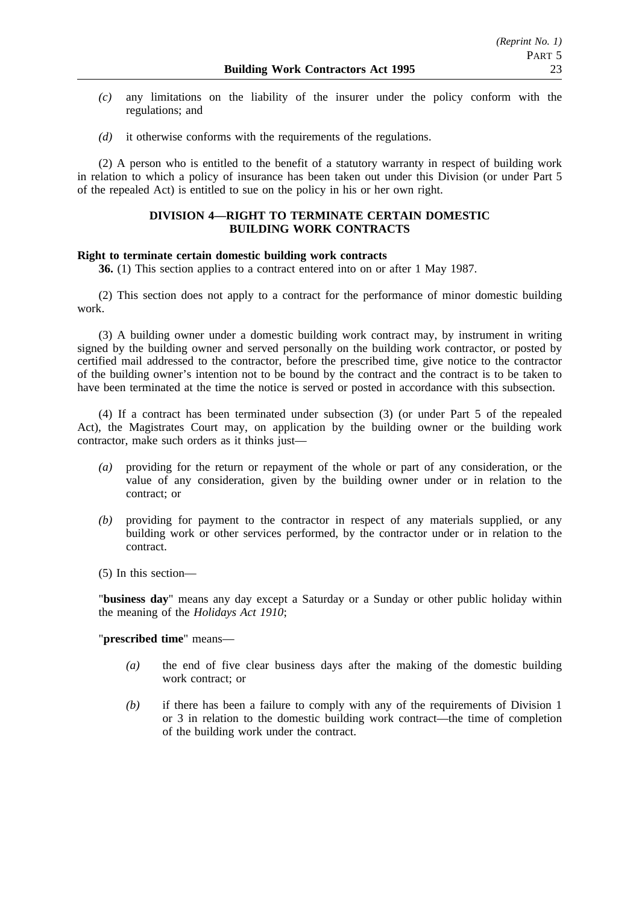*(c)* any limitations on the liability of the insurer under the policy conform with the regulations; and

*(d)* it otherwise conforms with the requirements of the regulations.

(2) A person who is entitled to the benefit of a statutory warranty in respect of building work in relation to which a policy of insurance has been taken out under this Division (or under Part 5 of the repealed Act) is entitled to sue on the policy in his or her own right.

## DIVISION 4—RIGHT TO TERMINATE CERTAIN DOMESTIC BUILDING WORK CONTRACTS

**Right to terminate certain domestic building work contracts**

**36.** (1) This section applies to a contract entered into on or after 1 May 1987.

(2) This section does not apply to a contract for the performance of minor domestic building work.

(3) A building owner under a domestic building work contract may, by instrument in writing signed by the building owner and served personally on the building work contractor, or posted by certified mail addressed to the contractor, before the prescribed time, give notice to the contractor of the building owner's intention not to be bound by the contract and the contract is to be taken to have been terminated at the time the notice is served or posted in accordance with this subsection.

(4) If a contract has been terminated under subsection (3) (or under Part 5 of the repealed Act), the Magistrates Court may, on application by the building owner or the building work contractor, make such orders as it thinks just—

*(a)* providing for the return or repayment of the whole or part of any consideration, or the value of any consideration, given by the building owner under or in relation to the contract; or

*(b)* providing for payment to the contractor in respect of any materials supplied, or any building work or other services performed, by the contractor under or in relation to the contract.

(5) In this section—

"**business day**" means any day except a Saturday or a Sunday or other public holiday within the meaning of the *Holidays Act 1910*;

"**prescribed time**" means—

*(a)* the end of five clear business days after the making of the domestic building work contract; or

*(b)* if there has been a failure to comply with any of the requirements of Division 1 or 3 in relation to the domestic building work contract—the time of completion of the building work under the contract.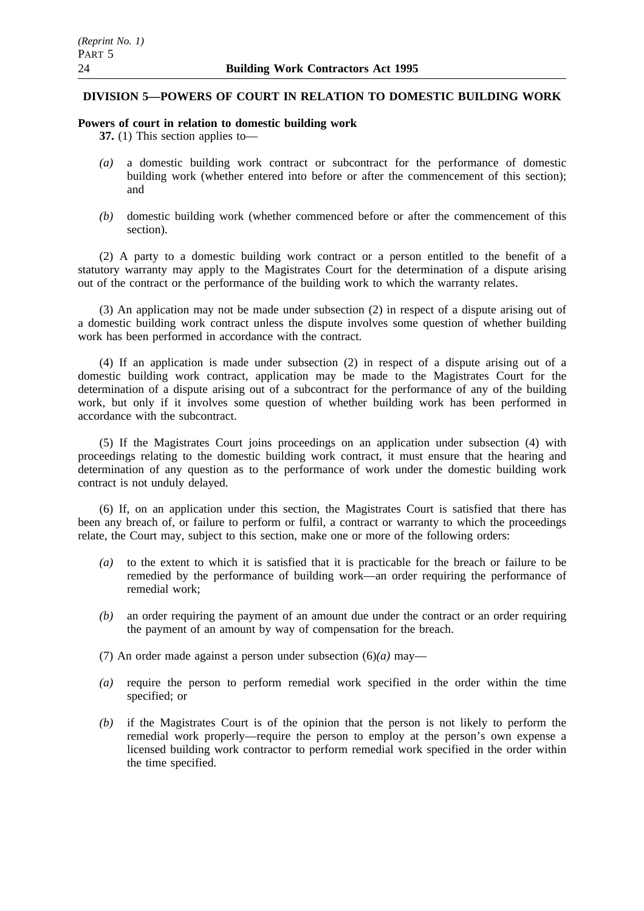## DIVISION 5—POWERS OF COURT IN RELATION TO DOMESTIC BUILDING WORK

**Powers of court in relation to domestic building work**

**37.** (1) This section applies to—

*(a)* a domestic building work contract or subcontract for the performance of domestic building work (whether entered into before or after the commencement of this section); and

*(b)* domestic building work (whether commenced before or after the commencement of this section).

(2) A party to a domestic building work contract or a person entitled to the benefit of a statutory warranty may apply to the Magistrates Court for the determination of a dispute arising out of the contract or the performance of the building work to which the warranty relates.

(3) An application may not be made under subsection (2) in respect of a dispute arising out of a domestic building work contract unless the dispute involves some question of whether building work has been performed in accordance with the contract.

(4) If an application is made under subsection (2) in respect of a dispute arising out of a domestic building work contract, application may be made to the Magistrates Court for the determination of a dispute arising out of a subcontract for the performance of any of the building work, but only if it involves some question of whether building work has been performed in accordance with the subcontract.

(5) If the Magistrates Court joins proceedings on an application under subsection (4) with proceedings relating to the domestic building work contract, it must ensure that the hearing and determination of any question as to the performance of work under the domestic building work contract is not unduly delayed.

(6) If, on an application under this section, the Magistrates Court is satisfied that there has been any breach of, or failure to perform or fulfil, a contract or warranty to which the proceedings relate, the Court may, subject to this section, make one or more of the following orders:

*(a)* to the extent to which it is satisfied that it is practicable for the breach or failure to be remedied by the performance of building work—an order requiring the performance of remedial work;

*(b)* an order requiring the payment of an amount due under the contract or an order requiring the payment of an amount by way of compensation for the breach.

(7) An order made against a person under subsection (6)*(a)* may—

*(a)* require the person to perform remedial work specified in the order within the time specified; or

*(b)* if the Magistrates Court is of the opinion that the person is not likely to perform the remedial work properly—require the person to employ at the person's own expense a licensed building work contractor to perform remedial work specified in the order within the time specified.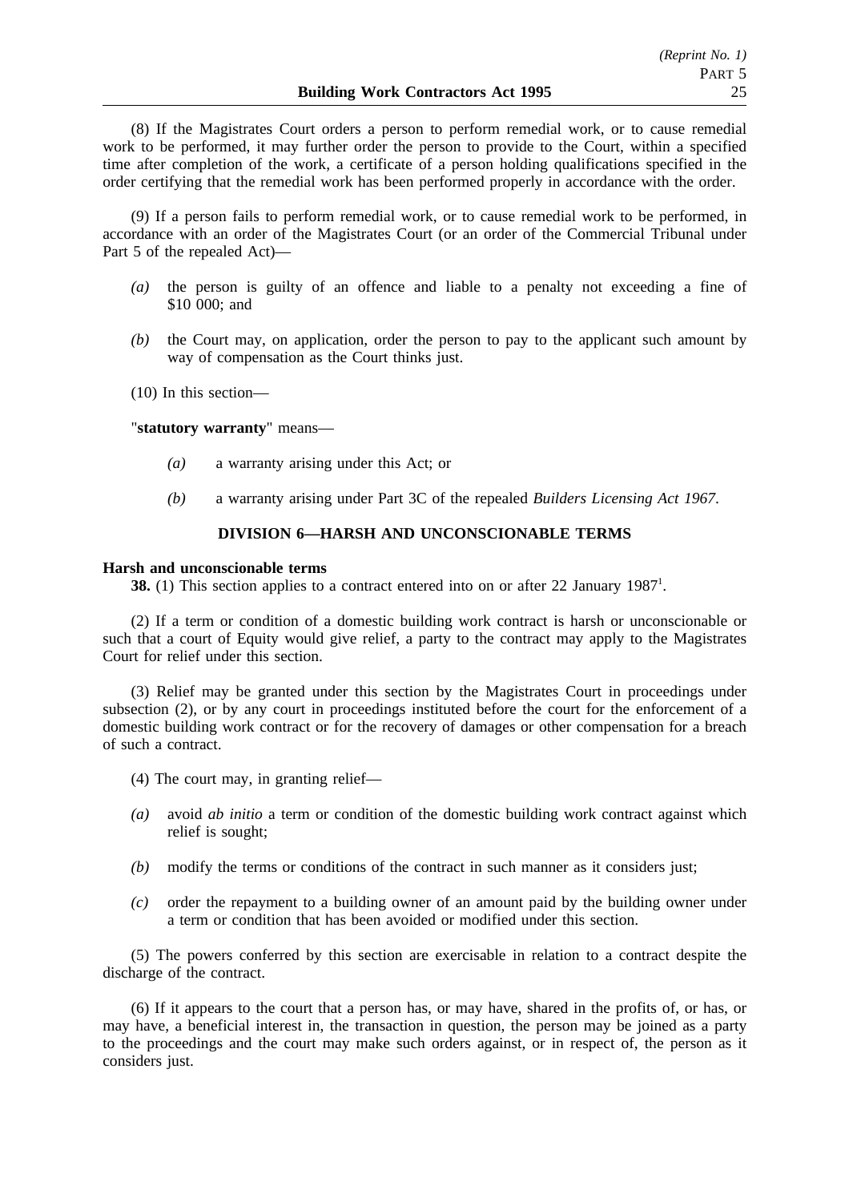(8) If the Magistrates Court orders a person to perform remedial work, or to cause remedial work to be performed, it may further order the person to provide to the Court, within a specified time after completion of the work, a certificate of a person holding qualifications specified in the order certifying that the remedial work has been performed properly in accordance with the order.

(9) If a person fails to perform remedial work, or to cause remedial work to be performed, in accordance with an order of the Magistrates Court (or an order of the Commercial Tribunal under Part 5 of the repealed Act)—

*(a)* the person is guilty of an offence and liable to a penalty not exceeding a fine of $10 000; and

*(b)* the Court may, on application, order the person to pay to the applicant such amount by way of compensation as the Court thinks just.

(10) In this section—

"**statutory warranty**" means—

*(a)* a warranty arising under this Act; or

*(b)* a warranty arising under Part 3C of the repealed *Builders Licensing Act 1967*.

## DIVISION 6—HARSH AND UNCONSCIONABLE TERMS

**Harsh and unconscionable terms**

**38.** (1) This section applies to a contract entered into on or after 22 January 1987[1].

(2) If a term or condition of a domestic building work contract is harsh or unconscionable or such that a court of Equity would give relief, a party to the contract may apply to the Magistrates Court for relief under this section.

(3) Relief may be granted under this section by the Magistrates Court in proceedings under subsection (2), or by any court in proceedings instituted before the court for the enforcement of a domestic building work contract or for the recovery of damages or other compensation for a breach of such a contract.

(4) The court may, in granting relief—

*(a)* avoid *ab initio* a term or condition of the domestic building work contract against which relief is sought;

*(b)* modify the terms or conditions of the contract in such manner as it considers just;

*(c)* order the repayment to a building owner of an amount paid by the building owner under a term or condition that has been avoided or modified under this section.

(5) The powers conferred by this section are exercisable in relation to a contract despite the discharge of the contract.

(6) If it appears to the court that a person has, or may have, shared in the profits of, or has, or may have, a beneficial interest in, the transaction in question, the person may be joined as a party to the proceedings and the court may make such orders against, or in respect of, the person as it considers just.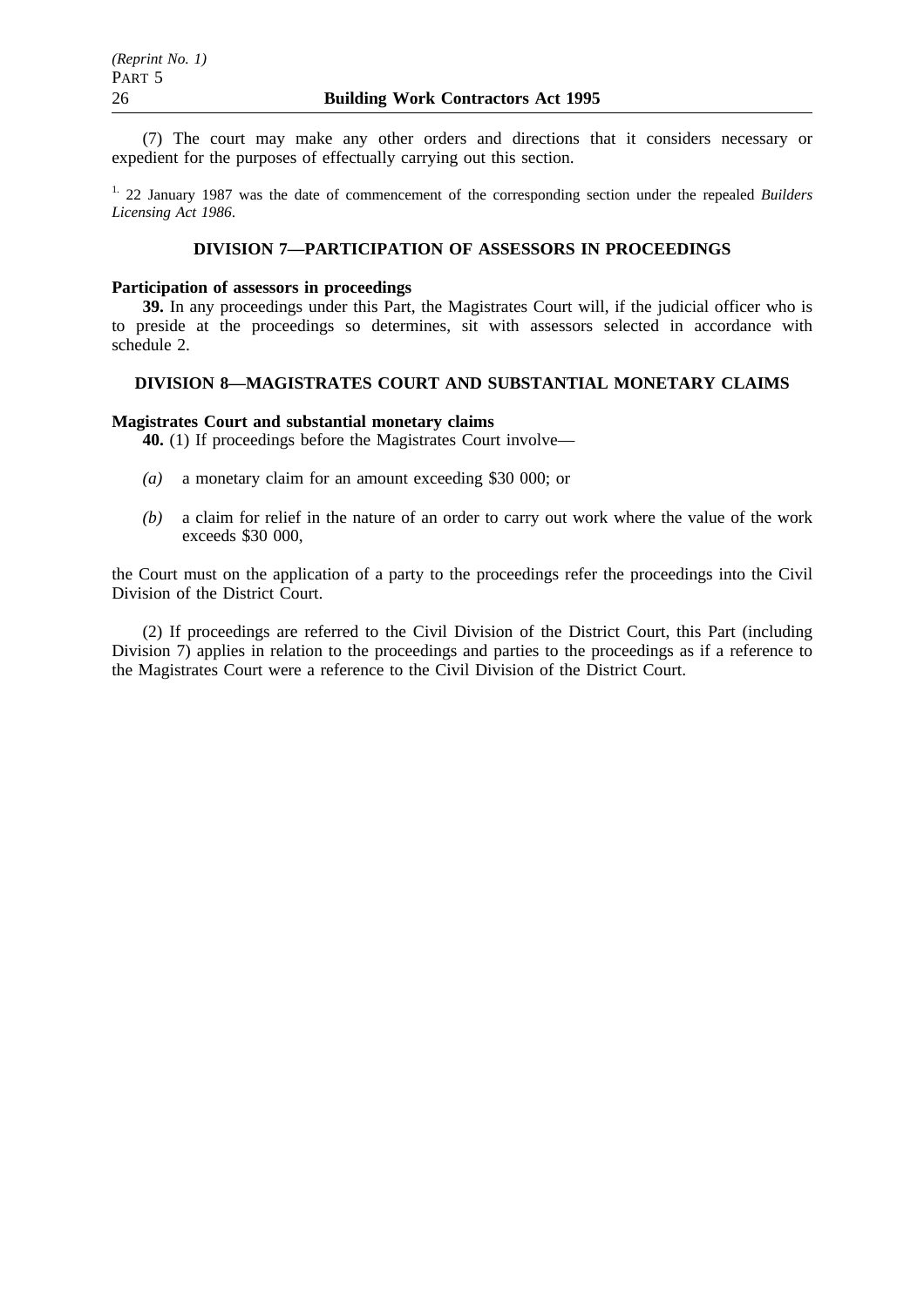(7) The court may make any other orders and directions that it considers necessary or expedient for the purposes of effectually carrying out this section.

[1.] 22 January 1987 was the date of commencement of the corresponding section under the repealed *Builders Licensing Act 1986*.

## DIVISION 7—PARTICIPATION OF ASSESSORS IN PROCEEDINGS

**Participation of assessors in proceedings**

**39.** In any proceedings under this Part, the Magistrates Court will, if the judicial officer who is to preside at the proceedings so determines, sit with assessors selected in accordance with schedule 2.

## DIVISION 8—MAGISTRATES COURT AND SUBSTANTIAL MONETARY CLAIMS

**Magistrates Court and substantial monetary claims**

**40.** (1) If proceedings before the Magistrates Court involve—

*(a)* a monetary claim for an amount exceeding $30 000; or

*(b)* a claim for relief in the nature of an order to carry out work where the value of the work exceeds $30 000,

the Court must on the application of a party to the proceedings refer the proceedings into the Civil Division of the District Court.

(2) If proceedings are referred to the Civil Division of the District Court, this Part (including Division 7) applies in relation to the proceedings and parties to the proceedings as if a reference to the Magistrates Court were a reference to the Civil Division of the District Court.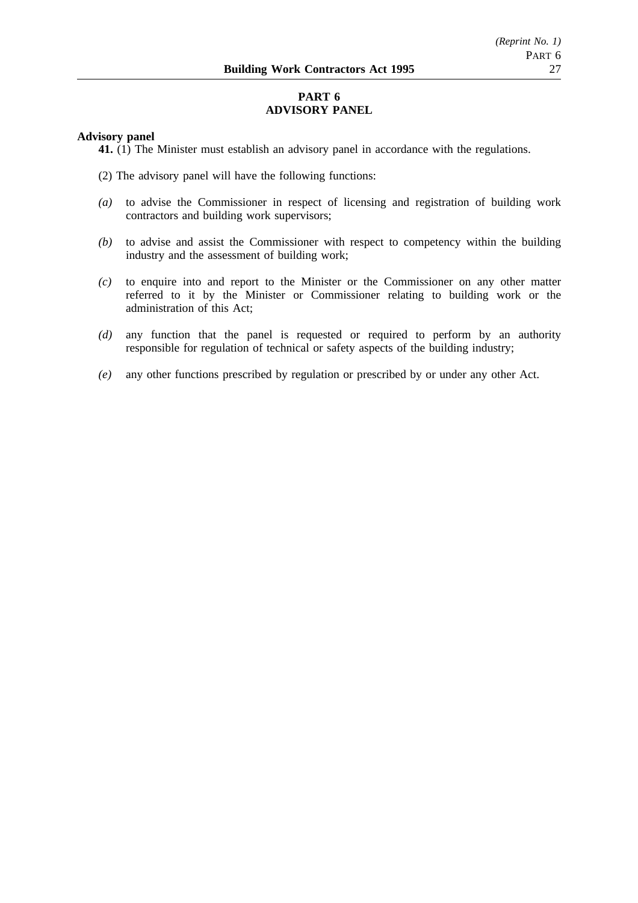# PART 6
# ADVISORY PANEL

**Advisory panel**

**41.** (1) The Minister must establish an advisory panel in accordance with the regulations.

(2) The advisory panel will have the following functions:

*(a)* to advise the Commissioner in respect of licensing and registration of building work contractors and building work supervisors;

*(b)* to advise and assist the Commissioner with respect to competency within the building industry and the assessment of building work;

*(c)* to enquire into and report to the Minister or the Commissioner on any other matter referred to it by the Minister or Commissioner relating to building work or the administration of this Act;

*(d)* any function that the panel is requested or required to perform by an authority responsible for regulation of technical or safety aspects of the building industry;

*(e)* any other functions prescribed by regulation or prescribed by or under any other Act.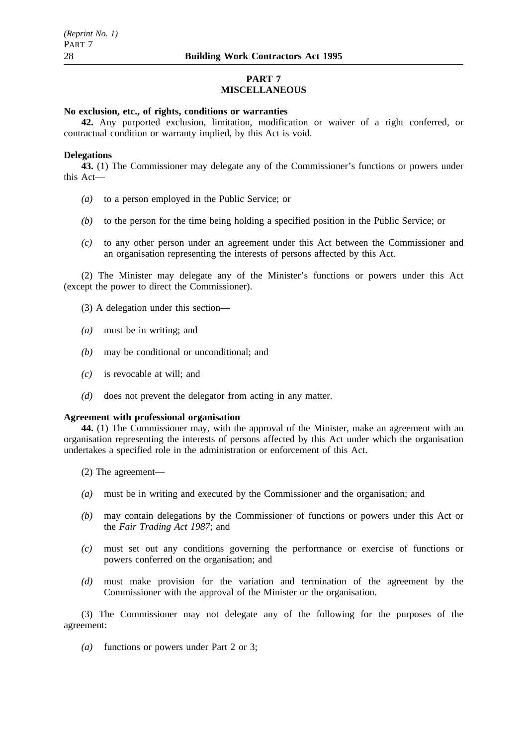## PART 7
## MISCELLANEOUS

**No exclusion, etc., of rights, conditions or warranties**

**42.** Any purported exclusion, limitation, modification or waiver of a right conferred, or contractual condition or warranty implied, by this Act is void.

**Delegations**

**43.** (1) The Commissioner may delegate any of the Commissioner's functions or powers under this Act—

*(a)* to a person employed in the Public Service; or

*(b)* to the person for the time being holding a specified position in the Public Service; or

*(c)* to any other person under an agreement under this Act between the Commissioner and an organisation representing the interests of persons affected by this Act.

(2) The Minister may delegate any of the Minister's functions or powers under this Act (except the power to direct the Commissioner).

(3) A delegation under this section—

*(a)* must be in writing; and

*(b)* may be conditional or unconditional; and

*(c)* is revocable at will; and

*(d)* does not prevent the delegator from acting in any matter.

**Agreement with professional organisation**

**44.** (1) The Commissioner may, with the approval of the Minister, make an agreement with an organisation representing the interests of persons affected by this Act under which the organisation undertakes a specified role in the administration or enforcement of this Act.

(2) The agreement—

*(a)* must be in writing and executed by the Commissioner and the organisation; and

*(b)* may contain delegations by the Commissioner of functions or powers under this Act or the *Fair Trading Act 1987*; and

*(c)* must set out any conditions governing the performance or exercise of functions or powers conferred on the organisation; and

*(d)* must make provision for the variation and termination of the agreement by the Commissioner with the approval of the Minister or the organisation.

(3) The Commissioner may not delegate any of the following for the purposes of the agreement:

*(a)* functions or powers under Part 2 or 3;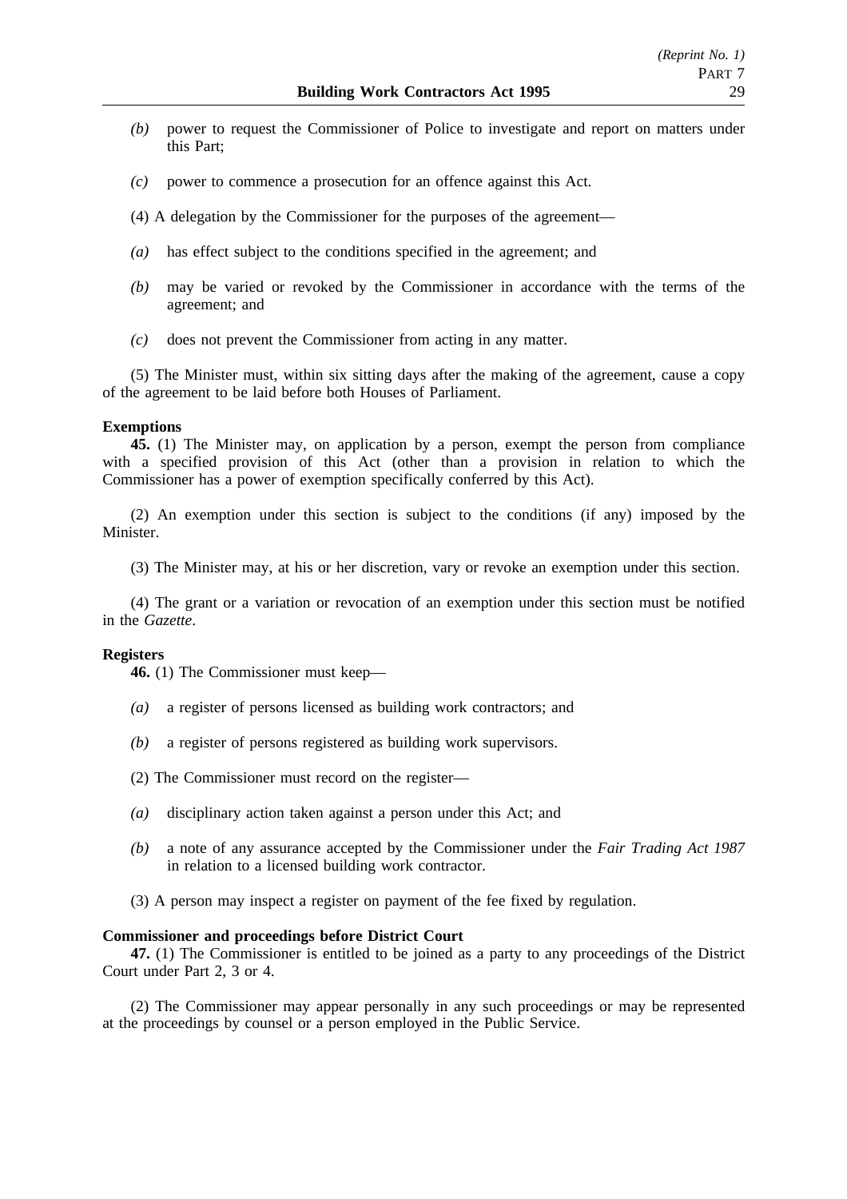*(b)* power to request the Commissioner of Police to investigate and report on matters under this Part;

*(c)* power to commence a prosecution for an offence against this Act.

(4) A delegation by the Commissioner for the purposes of the agreement—

*(a)* has effect subject to the conditions specified in the agreement; and

*(b)* may be varied or revoked by the Commissioner in accordance with the terms of the agreement; and

*(c)* does not prevent the Commissioner from acting in any matter.

(5) The Minister must, within six sitting days after the making of the agreement, cause a copy of the agreement to be laid before both Houses of Parliament.

**Exemptions**

**45.** (1) The Minister may, on application by a person, exempt the person from compliance with a specified provision of this Act (other than a provision in relation to which the Commissioner has a power of exemption specifically conferred by this Act).

(2) An exemption under this section is subject to the conditions (if any) imposed by the Minister.

(3) The Minister may, at his or her discretion, vary or revoke an exemption under this section.

(4) The grant or a variation or revocation of an exemption under this section must be notified in the *Gazette*.

**Registers**

**46.** (1) The Commissioner must keep—

*(a)* a register of persons licensed as building work contractors; and

*(b)* a register of persons registered as building work supervisors.

(2) The Commissioner must record on the register—

*(a)* disciplinary action taken against a person under this Act; and

*(b)* a note of any assurance accepted by the Commissioner under the *Fair Trading Act 1987* in relation to a licensed building work contractor.

(3) A person may inspect a register on payment of the fee fixed by regulation.

**Commissioner and proceedings before District Court**

**47.** (1) The Commissioner is entitled to be joined as a party to any proceedings of the District Court under Part 2, 3 or 4.

(2) The Commissioner may appear personally in any such proceedings or may be represented at the proceedings by counsel or a person employed in the Public Service.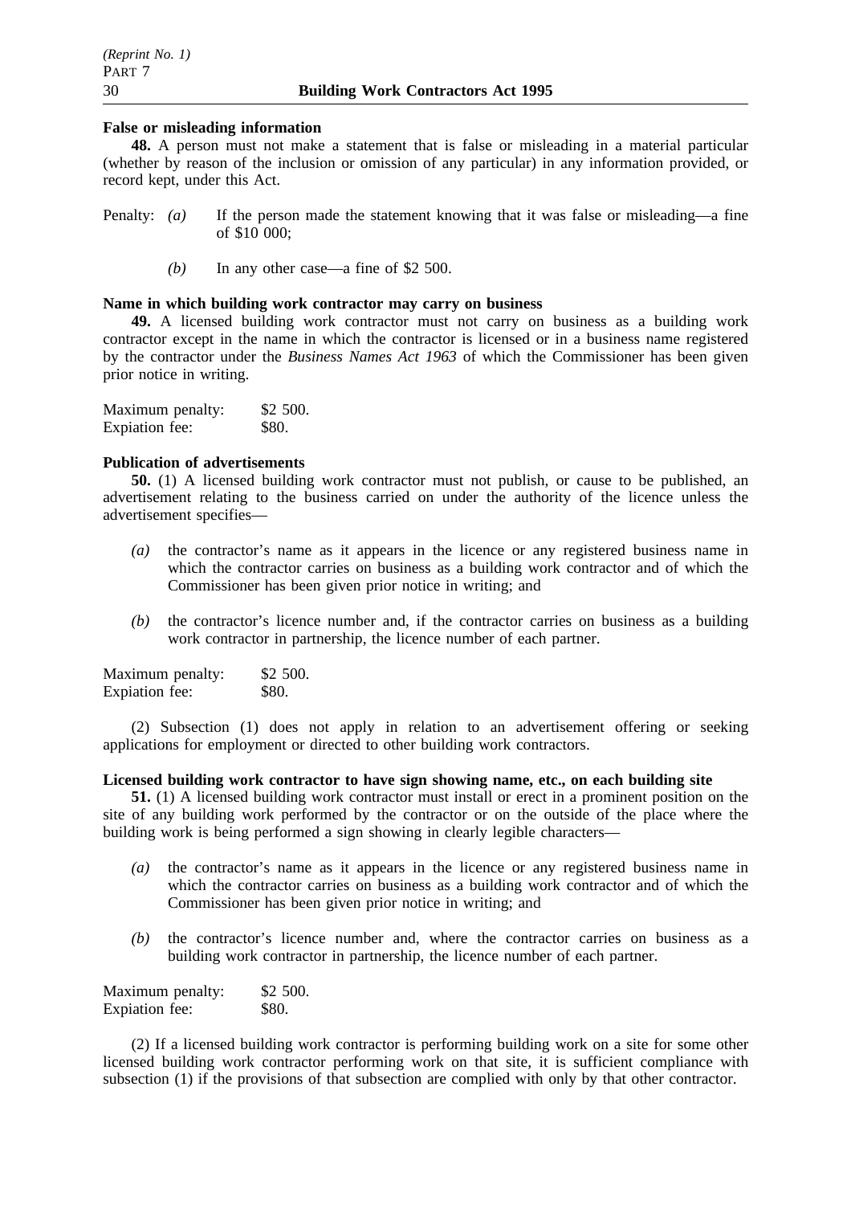**False or misleading information**

**48.** A person must not make a statement that is false or misleading in a material particular (whether by reason of the inclusion or omission of any particular) in any information provided, or record kept, under this Act.

Penalty: *(a)* If the person made the statement knowing that it was false or misleading—a fine of $10 000;

*(b)* In any other case—a fine of $2 500.

**Name in which building work contractor may carry on business**

**49.** A licensed building work contractor must not carry on business as a building work contractor except in the name in which the contractor is licensed or in a business name registered by the contractor under the *Business Names Act 1963* of which the Commissioner has been given prior notice in writing.

Maximum penalty: $2 500.
Expiation fee: $80.

**Publication of advertisements**

**50.** (1) A licensed building work contractor must not publish, or cause to be published, an advertisement relating to the business carried on under the authority of the licence unless the advertisement specifies—

*(a)* the contractor's name as it appears in the licence or any registered business name in which the contractor carries on business as a building work contractor and of which the Commissioner has been given prior notice in writing; and

*(b)* the contractor's licence number and, if the contractor carries on business as a building work contractor in partnership, the licence number of each partner.

Maximum penalty: $2 500.
Expiation fee: $80.

(2) Subsection (1) does not apply in relation to an advertisement offering or seeking applications for employment or directed to other building work contractors.

**Licensed building work contractor to have sign showing name, etc., on each building site**

**51.** (1) A licensed building work contractor must install or erect in a prominent position on the site of any building work performed by the contractor or on the outside of the place where the building work is being performed a sign showing in clearly legible characters—

*(a)* the contractor's name as it appears in the licence or any registered business name in which the contractor carries on business as a building work contractor and of which the Commissioner has been given prior notice in writing; and

*(b)* the contractor's licence number and, where the contractor carries on business as a building work contractor in partnership, the licence number of each partner.

Maximum penalty: $2 500.
Expiation fee: $80.

(2) If a licensed building work contractor is performing building work on a site for some other licensed building work contractor performing work on that site, it is sufficient compliance with subsection (1) if the provisions of that subsection are complied with only by that other contractor.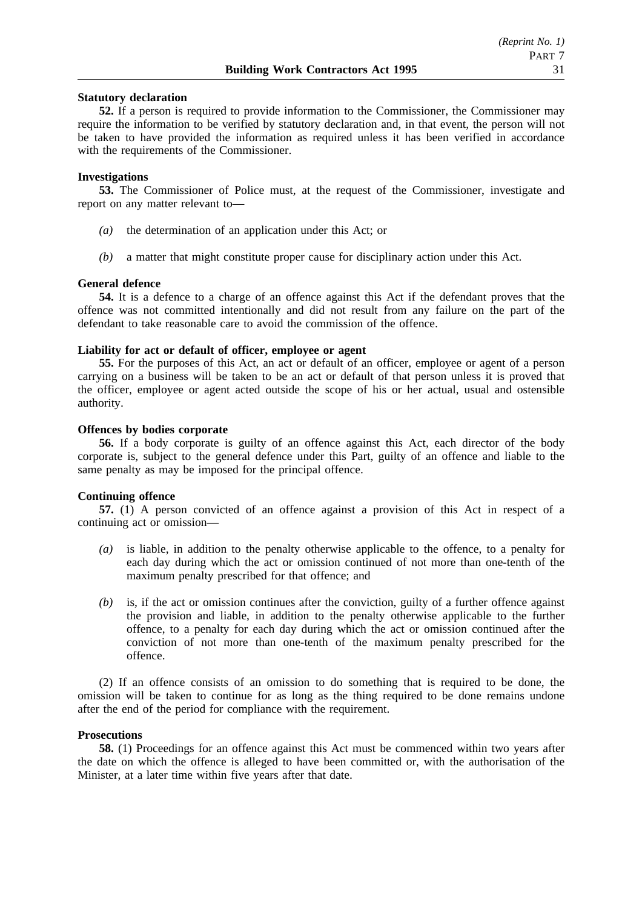**Statutory declaration**

**52.** If a person is required to provide information to the Commissioner, the Commissioner may require the information to be verified by statutory declaration and, in that event, the person will not be taken to have provided the information as required unless it has been verified in accordance with the requirements of the Commissioner.

**Investigations**

**53.** The Commissioner of Police must, at the request of the Commissioner, investigate and report on any matter relevant to—

*(a)* the determination of an application under this Act; or

*(b)* a matter that might constitute proper cause for disciplinary action under this Act.

**General defence**

**54.** It is a defence to a charge of an offence against this Act if the defendant proves that the offence was not committed intentionally and did not result from any failure on the part of the defendant to take reasonable care to avoid the commission of the offence.

**Liability for act or default of officer, employee or agent**

**55.** For the purposes of this Act, an act or default of an officer, employee or agent of a person carrying on a business will be taken to be an act or default of that person unless it is proved that the officer, employee or agent acted outside the scope of his or her actual, usual and ostensible authority.

**Offences by bodies corporate**

**56.** If a body corporate is guilty of an offence against this Act, each director of the body corporate is, subject to the general defence under this Part, guilty of an offence and liable to the same penalty as may be imposed for the principal offence.

**Continuing offence**

**57.** (1) A person convicted of an offence against a provision of this Act in respect of a continuing act or omission—

*(a)* is liable, in addition to the penalty otherwise applicable to the offence, to a penalty for each day during which the act or omission continued of not more than one-tenth of the maximum penalty prescribed for that offence; and

*(b)* is, if the act or omission continues after the conviction, guilty of a further offence against the provision and liable, in addition to the penalty otherwise applicable to the further offence, to a penalty for each day during which the act or omission continued after the conviction of not more than one-tenth of the maximum penalty prescribed for the offence.

(2) If an offence consists of an omission to do something that is required to be done, the omission will be taken to continue for as long as the thing required to be done remains undone after the end of the period for compliance with the requirement.

**Prosecutions**

**58.** (1) Proceedings for an offence against this Act must be commenced within two years after the date on which the offence is alleged to have been committed or, with the authorisation of the Minister, at a later time within five years after that date.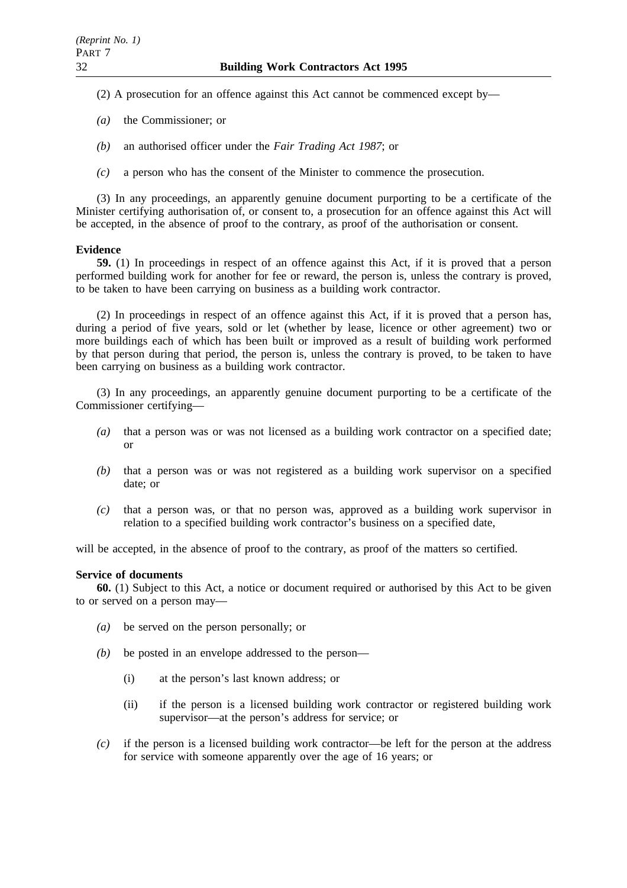(2) A prosecution for an offence against this Act cannot be commenced except by—

*(a)* the Commissioner; or

*(b)* an authorised officer under the *Fair Trading Act 1987*; or

*(c)* a person who has the consent of the Minister to commence the prosecution.

(3) In any proceedings, an apparently genuine document purporting to be a certificate of the Minister certifying authorisation of, or consent to, a prosecution for an offence against this Act will be accepted, in the absence of proof to the contrary, as proof of the authorisation or consent.

**Evidence**

**59.** (1) In proceedings in respect of an offence against this Act, if it is proved that a person performed building work for another for fee or reward, the person is, unless the contrary is proved, to be taken to have been carrying on business as a building work contractor.

(2) In proceedings in respect of an offence against this Act, if it is proved that a person has, during a period of five years, sold or let (whether by lease, licence or other agreement) two or more buildings each of which has been built or improved as a result of building work performed by that person during that period, the person is, unless the contrary is proved, to be taken to have been carrying on business as a building work contractor.

(3) In any proceedings, an apparently genuine document purporting to be a certificate of the Commissioner certifying—

*(a)* that a person was or was not licensed as a building work contractor on a specified date; or

*(b)* that a person was or was not registered as a building work supervisor on a specified date; or

*(c)* that a person was, or that no person was, approved as a building work supervisor in relation to a specified building work contractor's business on a specified date,

will be accepted, in the absence of proof to the contrary, as proof of the matters so certified.

**Service of documents**

**60.** (1) Subject to this Act, a notice or document required or authorised by this Act to be given to or served on a person may—

*(a)* be served on the person personally; or

*(b)* be posted in an envelope addressed to the person—

(i) at the person's last known address; or

(ii) if the person is a licensed building work contractor or registered building work supervisor—at the person's address for service; or

*(c)* if the person is a licensed building work contractor—be left for the person at the address for service with someone apparently over the age of 16 years; or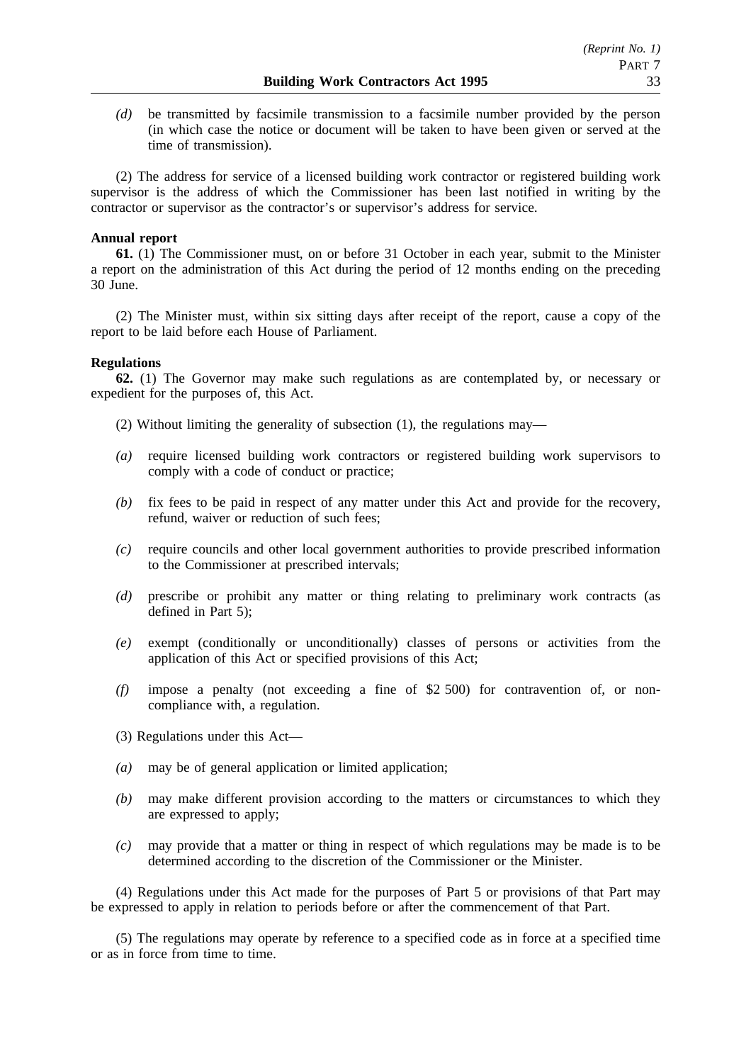*(d)* be transmitted by facsimile transmission to a facsimile number provided by the person (in which case the notice or document will be taken to have been given or served at the time of transmission).

(2) The address for service of a licensed building work contractor or registered building work supervisor is the address of which the Commissioner has been last notified in writing by the contractor or supervisor as the contractor's or supervisor's address for service.

**Annual report**

**61.** (1) The Commissioner must, on or before 31 October in each year, submit to the Minister a report on the administration of this Act during the period of 12 months ending on the preceding 30 June.

(2) The Minister must, within six sitting days after receipt of the report, cause a copy of the report to be laid before each House of Parliament.

**Regulations**

**62.** (1) The Governor may make such regulations as are contemplated by, or necessary or expedient for the purposes of, this Act.

(2) Without limiting the generality of subsection (1), the regulations may—

*(a)* require licensed building work contractors or registered building work supervisors to comply with a code of conduct or practice;

*(b)* fix fees to be paid in respect of any matter under this Act and provide for the recovery, refund, waiver or reduction of such fees;

*(c)* require councils and other local government authorities to provide prescribed information to the Commissioner at prescribed intervals;

*(d)* prescribe or prohibit any matter or thing relating to preliminary work contracts (as defined in Part 5);

*(e)* exempt (conditionally or unconditionally) classes of persons or activities from the application of this Act or specified provisions of this Act;

*(f)* impose a penalty (not exceeding a fine of $2 500) for contravention of, or non-compliance with, a regulation.

(3) Regulations under this Act—

*(a)* may be of general application or limited application;

*(b)* may make different provision according to the matters or circumstances to which they are expressed to apply;

*(c)* may provide that a matter or thing in respect of which regulations may be made is to be determined according to the discretion of the Commissioner or the Minister.

(4) Regulations under this Act made for the purposes of Part 5 or provisions of that Part may be expressed to apply in relation to periods before or after the commencement of that Part.

(5) The regulations may operate by reference to a specified code as in force at a specified time or as in force from time to time.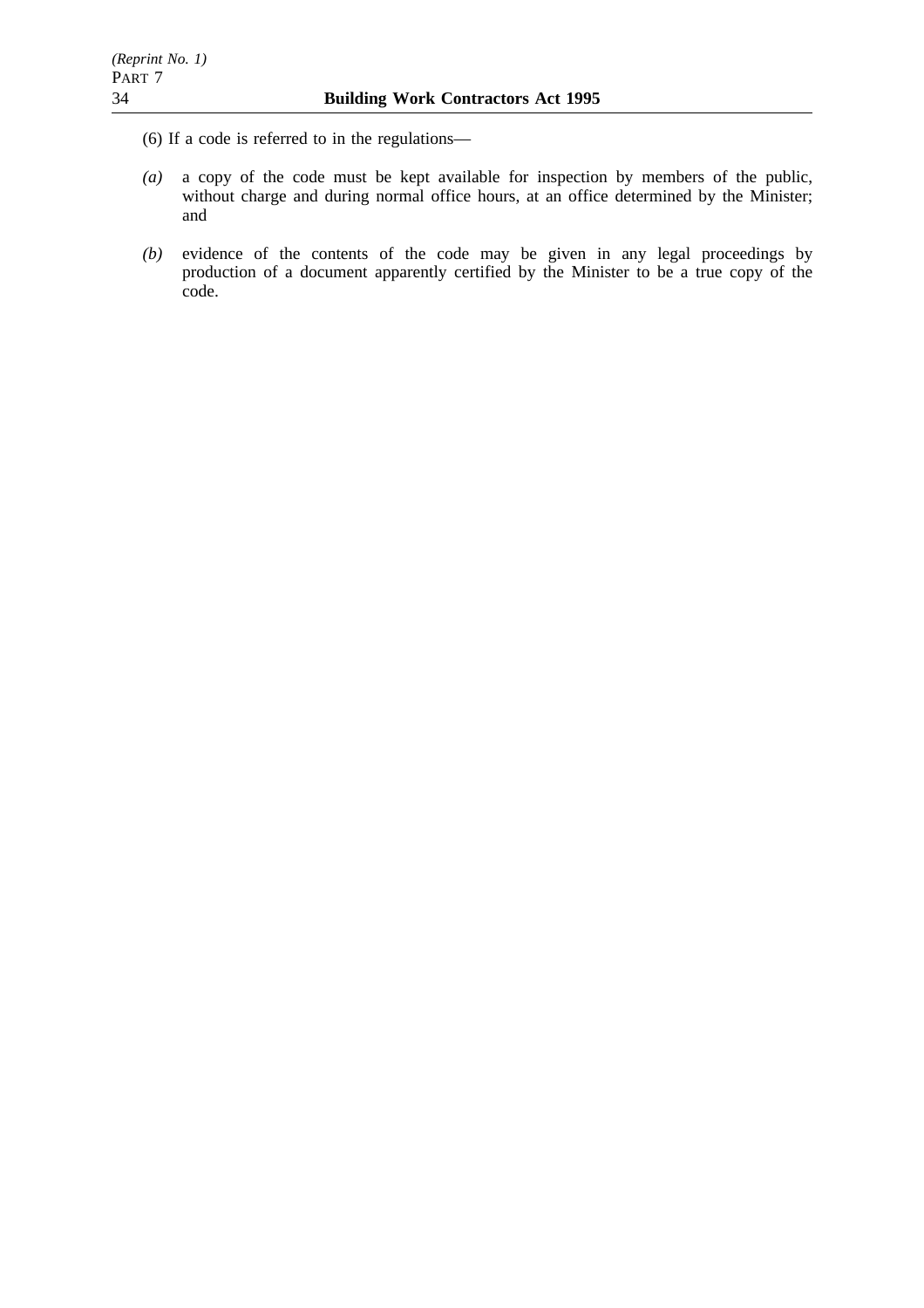(6) If a code is referred to in the regulations—

*(a)* a copy of the code must be kept available for inspection by members of the public, without charge and during normal office hours, at an office determined by the Minister; and

*(b)* evidence of the contents of the code may be given in any legal proceedings by production of a document apparently certified by the Minister to be a true copy of the code.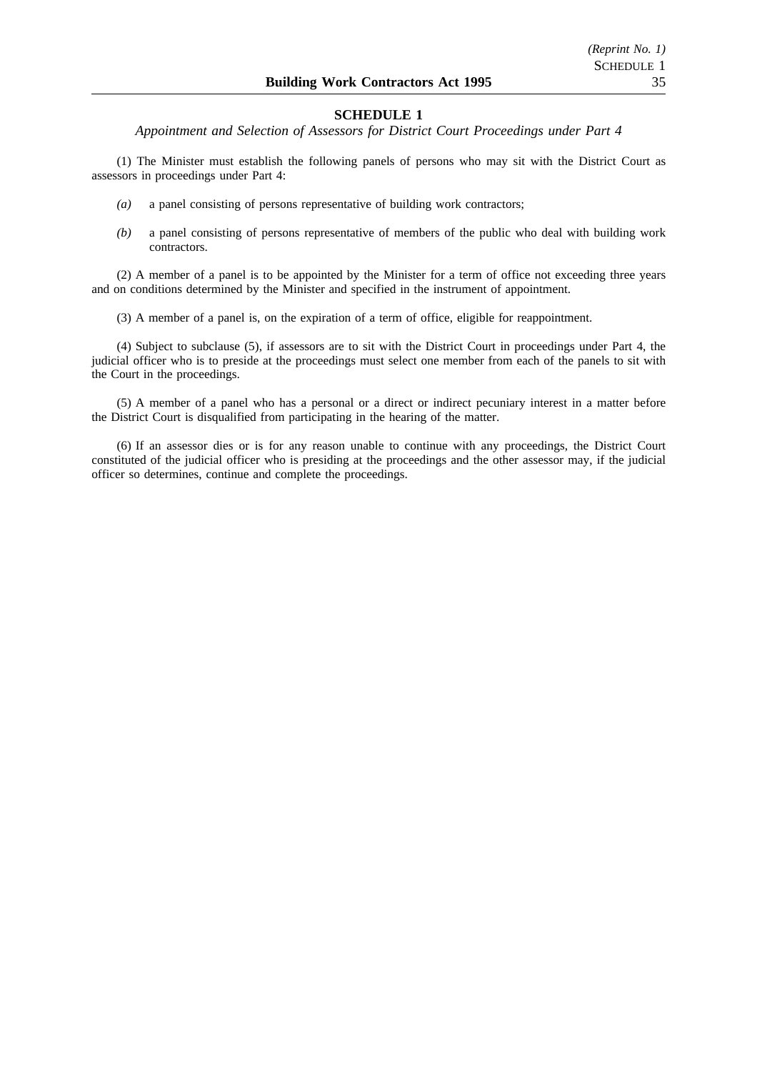## SCHEDULE 1

*Appointment and Selection of Assessors for District Court Proceedings under Part 4*

(1) The Minister must establish the following panels of persons who may sit with the District Court as assessors in proceedings under Part 4:

*(a)* a panel consisting of persons representative of building work contractors;

*(b)* a panel consisting of persons representative of members of the public who deal with building work contractors.

(2) A member of a panel is to be appointed by the Minister for a term of office not exceeding three years and on conditions determined by the Minister and specified in the instrument of appointment.

(3) A member of a panel is, on the expiration of a term of office, eligible for reappointment.

(4) Subject to subclause (5), if assessors are to sit with the District Court in proceedings under Part 4, the judicial officer who is to preside at the proceedings must select one member from each of the panels to sit with the Court in the proceedings.

(5) A member of a panel who has a personal or a direct or indirect pecuniary interest in a matter before the District Court is disqualified from participating in the hearing of the matter.

(6) If an assessor dies or is for any reason unable to continue with any proceedings, the District Court constituted of the judicial officer who is presiding at the proceedings and the other assessor may, if the judicial officer so determines, continue and complete the proceedings.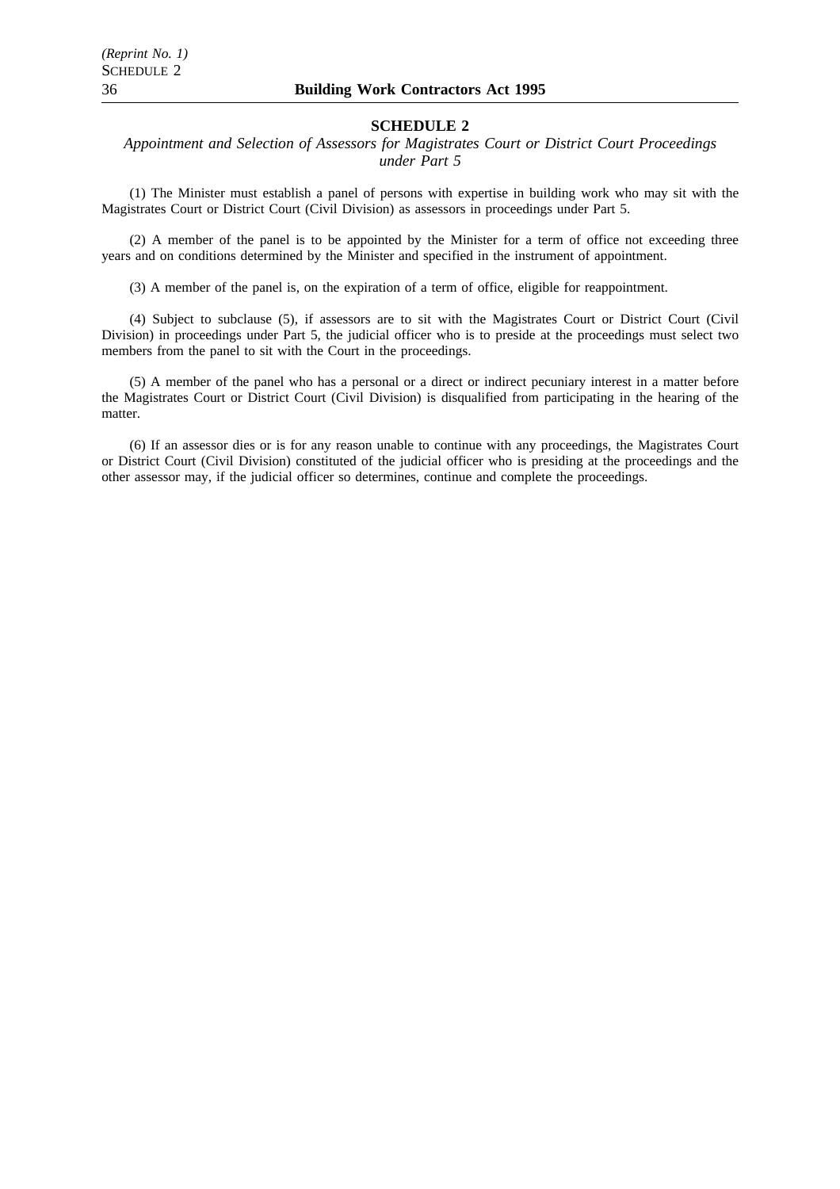## SCHEDULE 2

*Appointment and Selection of Assessors for Magistrates Court or District Court Proceedings under Part 5*

(1) The Minister must establish a panel of persons with expertise in building work who may sit with the Magistrates Court or District Court (Civil Division) as assessors in proceedings under Part 5.

(2) A member of the panel is to be appointed by the Minister for a term of office not exceeding three years and on conditions determined by the Minister and specified in the instrument of appointment.

(3) A member of the panel is, on the expiration of a term of office, eligible for reappointment.

(4) Subject to subclause (5), if assessors are to sit with the Magistrates Court or District Court (Civil Division) in proceedings under Part 5, the judicial officer who is to preside at the proceedings must select two members from the panel to sit with the Court in the proceedings.

(5) A member of the panel who has a personal or a direct or indirect pecuniary interest in a matter before the Magistrates Court or District Court (Civil Division) is disqualified from participating in the hearing of the matter.

(6) If an assessor dies or is for any reason unable to continue with any proceedings, the Magistrates Court or District Court (Civil Division) constituted of the judicial officer who is presiding at the proceedings and the other assessor may, if the judicial officer so determines, continue and complete the proceedings.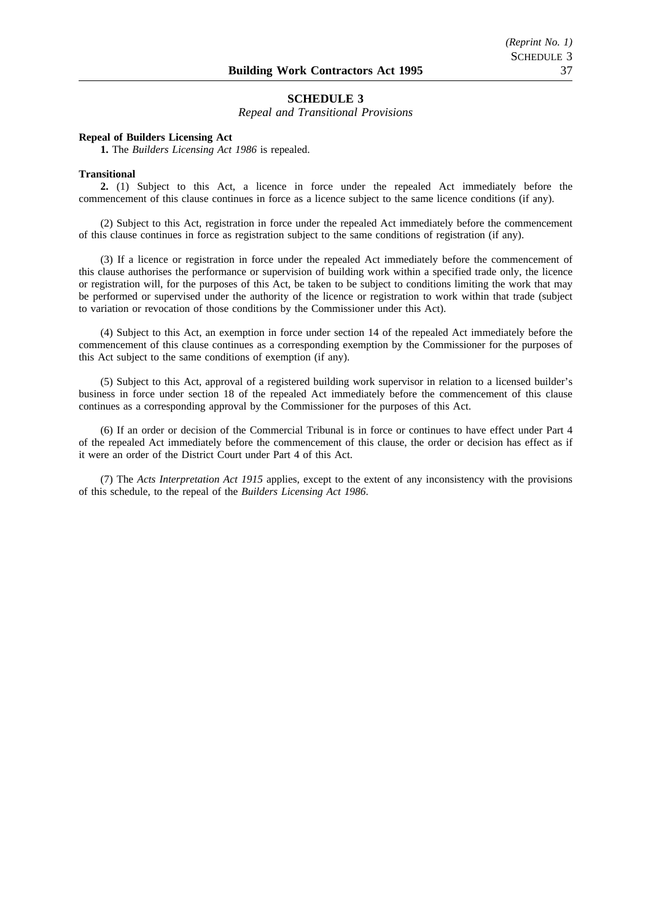## SCHEDULE 3

*Repeal and Transitional Provisions*

**Repeal of Builders Licensing Act**

**1.** The *Builders Licensing Act 1986* is repealed.

**Transitional**

**2.** (1) Subject to this Act, a licence in force under the repealed Act immediately before the commencement of this clause continues in force as a licence subject to the same licence conditions (if any).

(2) Subject to this Act, registration in force under the repealed Act immediately before the commencement of this clause continues in force as registration subject to the same conditions of registration (if any).

(3) If a licence or registration in force under the repealed Act immediately before the commencement of this clause authorises the performance or supervision of building work within a specified trade only, the licence or registration will, for the purposes of this Act, be taken to be subject to conditions limiting the work that may be performed or supervised under the authority of the licence or registration to work within that trade (subject to variation or revocation of those conditions by the Commissioner under this Act).

(4) Subject to this Act, an exemption in force under section 14 of the repealed Act immediately before the commencement of this clause continues as a corresponding exemption by the Commissioner for the purposes of this Act subject to the same conditions of exemption (if any).

(5) Subject to this Act, approval of a registered building work supervisor in relation to a licensed builder's business in force under section 18 of the repealed Act immediately before the commencement of this clause continues as a corresponding approval by the Commissioner for the purposes of this Act.

(6) If an order or decision of the Commercial Tribunal is in force or continues to have effect under Part 4 of the repealed Act immediately before the commencement of this clause, the order or decision has effect as if it were an order of the District Court under Part 4 of this Act.

(7) The *Acts Interpretation Act 1915* applies, except to the extent of any inconsistency with the provisions of this schedule, to the repeal of the *Builders Licensing Act 1986*.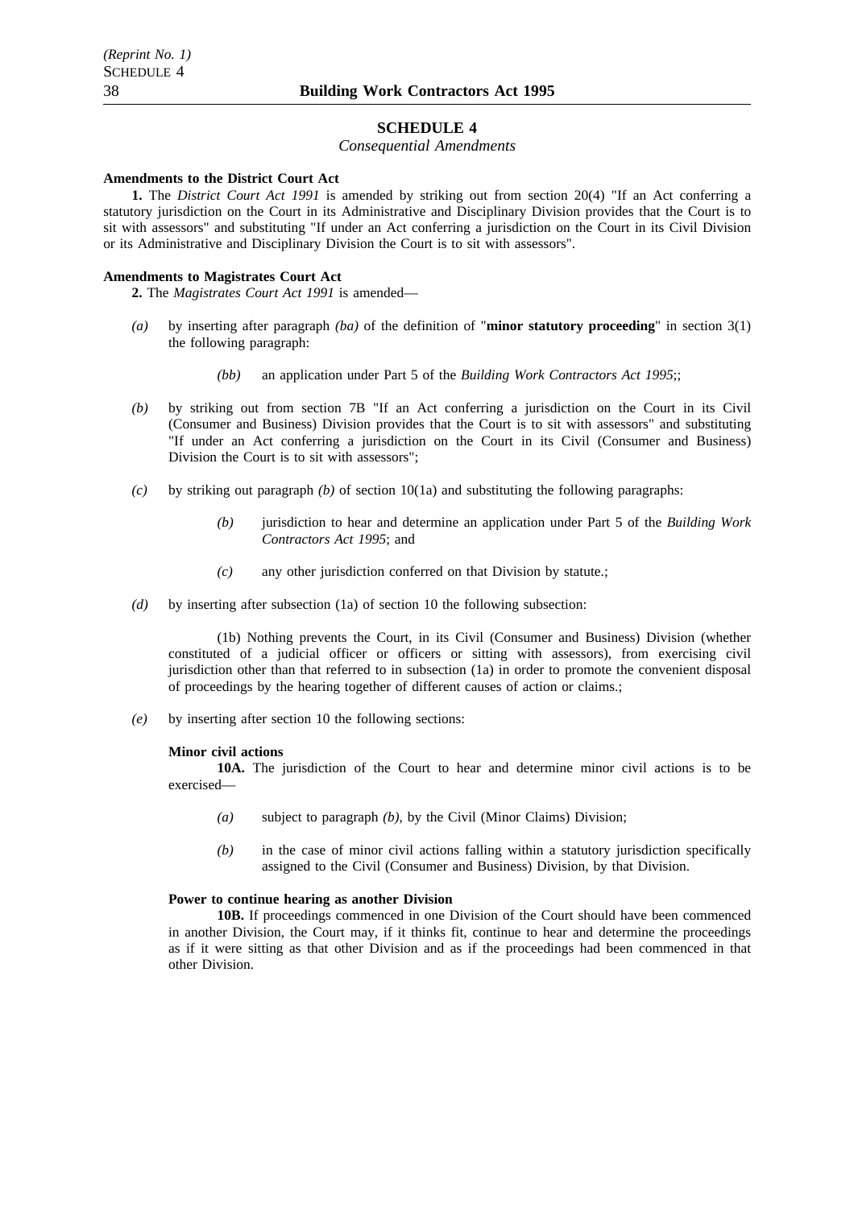## SCHEDULE 4

*Consequential Amendments*

**Amendments to the District Court Act**

**1.** The *District Court Act 1991* is amended by striking out from section 20(4) "If an Act conferring a statutory jurisdiction on the Court in its Administrative and Disciplinary Division provides that the Court is to sit with assessors" and substituting "If under an Act conferring a jurisdiction on the Court in its Civil Division or its Administrative and Disciplinary Division the Court is to sit with assessors".

**Amendments to Magistrates Court Act**

**2.** The *Magistrates Court Act 1991* is amended—

*(a)* by inserting after paragraph *(ba)* of the definition of "**minor statutory proceeding**" in section 3(1) the following paragraph:

> *(bb)* an application under Part 5 of the *Building Work Contractors Act 1995*;;

*(b)* by striking out from section 7B "If an Act conferring a jurisdiction on the Court in its Civil (Consumer and Business) Division provides that the Court is to sit with assessors" and substituting "If under an Act conferring a jurisdiction on the Court in its Civil (Consumer and Business) Division the Court is to sit with assessors";

*(c)* by striking out paragraph *(b)* of section 10(1a) and substituting the following paragraphs:

> *(b)* jurisdiction to hear and determine an application under Part 5 of the *Building Work Contractors Act 1995*; and
>
> *(c)* any other jurisdiction conferred on that Division by statute.;

*(d)* by inserting after subsection (1a) of section 10 the following subsection:

> (1b) Nothing prevents the Court, in its Civil (Consumer and Business) Division (whether constituted of a judicial officer or officers or sitting with assessors), from exercising civil jurisdiction other than that referred to in subsection (1a) in order to promote the convenient disposal of proceedings by the hearing together of different causes of action or claims.;

*(e)* by inserting after section 10 the following sections:

> **Minor civil actions**
>
> **10A.** The jurisdiction of the Court to hear and determine minor civil actions is to be exercised—
>
> *(a)* subject to paragraph *(b)*, by the Civil (Minor Claims) Division;
>
> *(b)* in the case of minor civil actions falling within a statutory jurisdiction specifically assigned to the Civil (Consumer and Business) Division, by that Division.
>
> **Power to continue hearing as another Division**
>
> **10B.** If proceedings commenced in one Division of the Court should have been commenced in another Division, the Court may, if it thinks fit, continue to hear and determine the proceedings as if it were sitting as that other Division and as if the proceedings had been commenced in that other Division.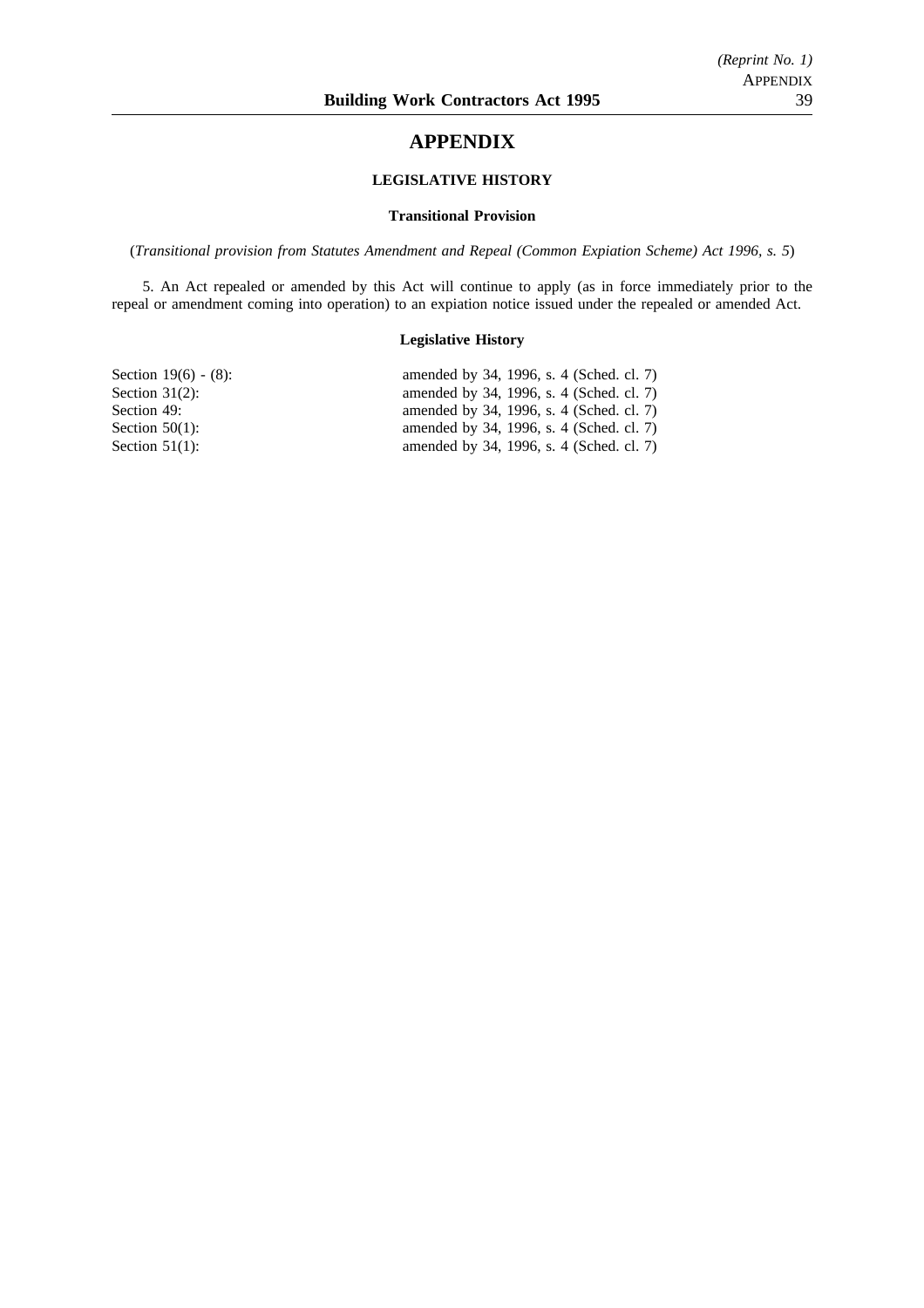# APPENDIX

## LEGISLATIVE HISTORY

### Transitional Provision

(*Transitional provision from Statutes Amendment and Repeal (Common Expiation Scheme) Act 1996, s. 5*)

5. An Act repealed or amended by this Act will continue to apply (as in force immediately prior to the repeal or amendment coming into operation) to an expiation notice issued under the repealed or amended Act.

### Legislative History

| | |
|---|---|
| Section 19(6) - (8): | amended by 34, 1996, s. 4 (Sched. cl. 7) |
| Section 31(2): | amended by 34, 1996, s. 4 (Sched. cl. 7) |
| Section 49: | amended by 34, 1996, s. 4 (Sched. cl. 7) |
| Section 50(1): | amended by 34, 1996, s. 4 (Sched. cl. 7) |
| Section 51(1): | amended by 34, 1996, s. 4 (Sched. cl. 7) |